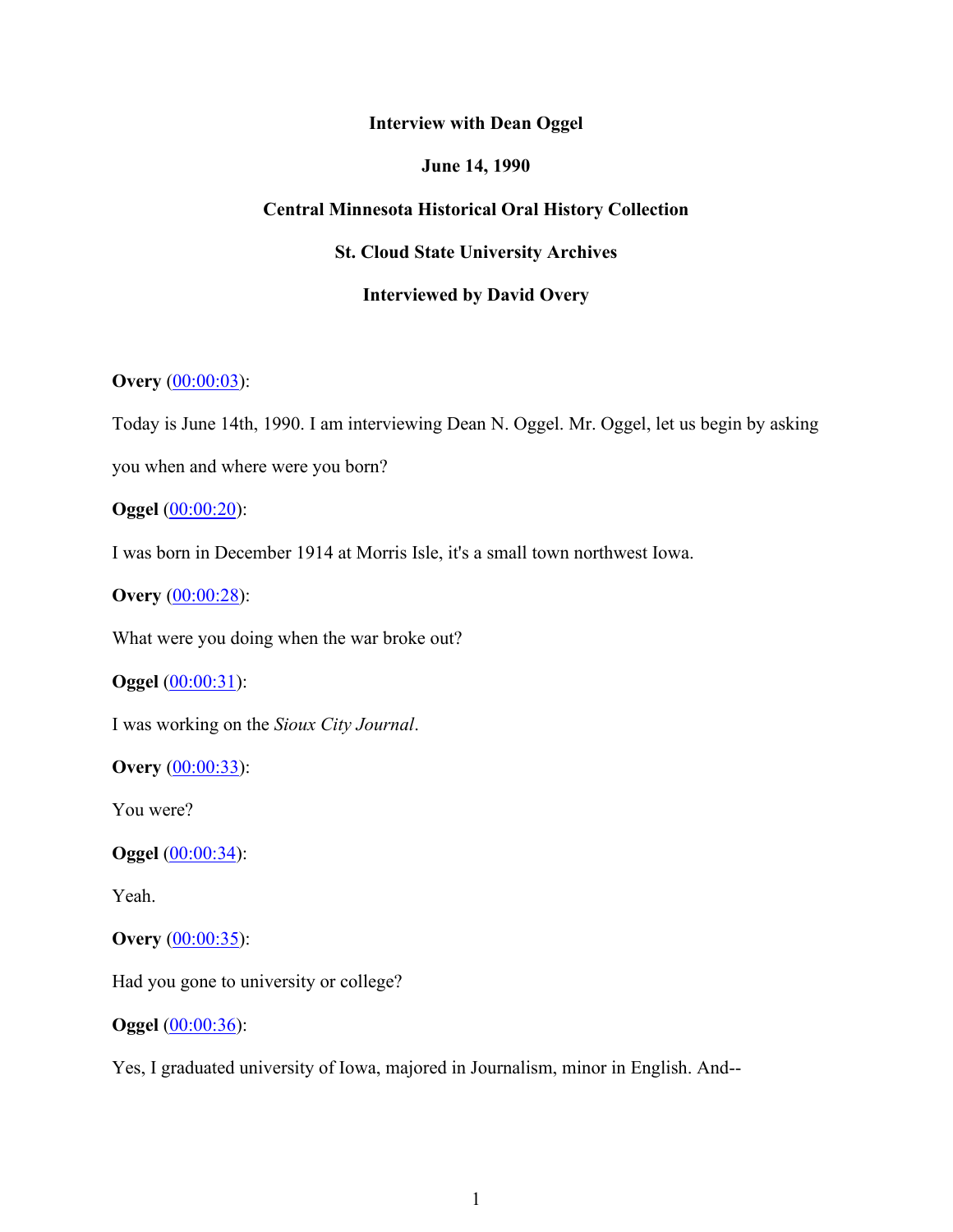**Interview with Dean Oggel**

**June 14, 1990**

**Central Minnesota Historical Oral History Collection**

**St. Cloud State University Archives**

**Interviewed by David Overy**

**Overy** (00:00:03):

Today is June 14th, 1990. I am interviewing Dean N. Oggel. Mr. Oggel, let us begin by asking you when and where were you born?

**Oggel** (00:00:20):

I was born in December 1914 at Morris Isle, it's a small town northwest Iowa.

**Overy** (00:00:28):

What were you doing when the war broke out?

**Oggel** (00:00:31):

I was working on the *Sioux City Journal*.

**Overy** (00:00:33):

You were?

**Oggel** (00:00:34):

Yeah.

**Overy** (00:00:35):

Had you gone to university or college?

**Oggel** (00:00:36):

Yes, I graduated university of Iowa, majored in Journalism, minor in English. And--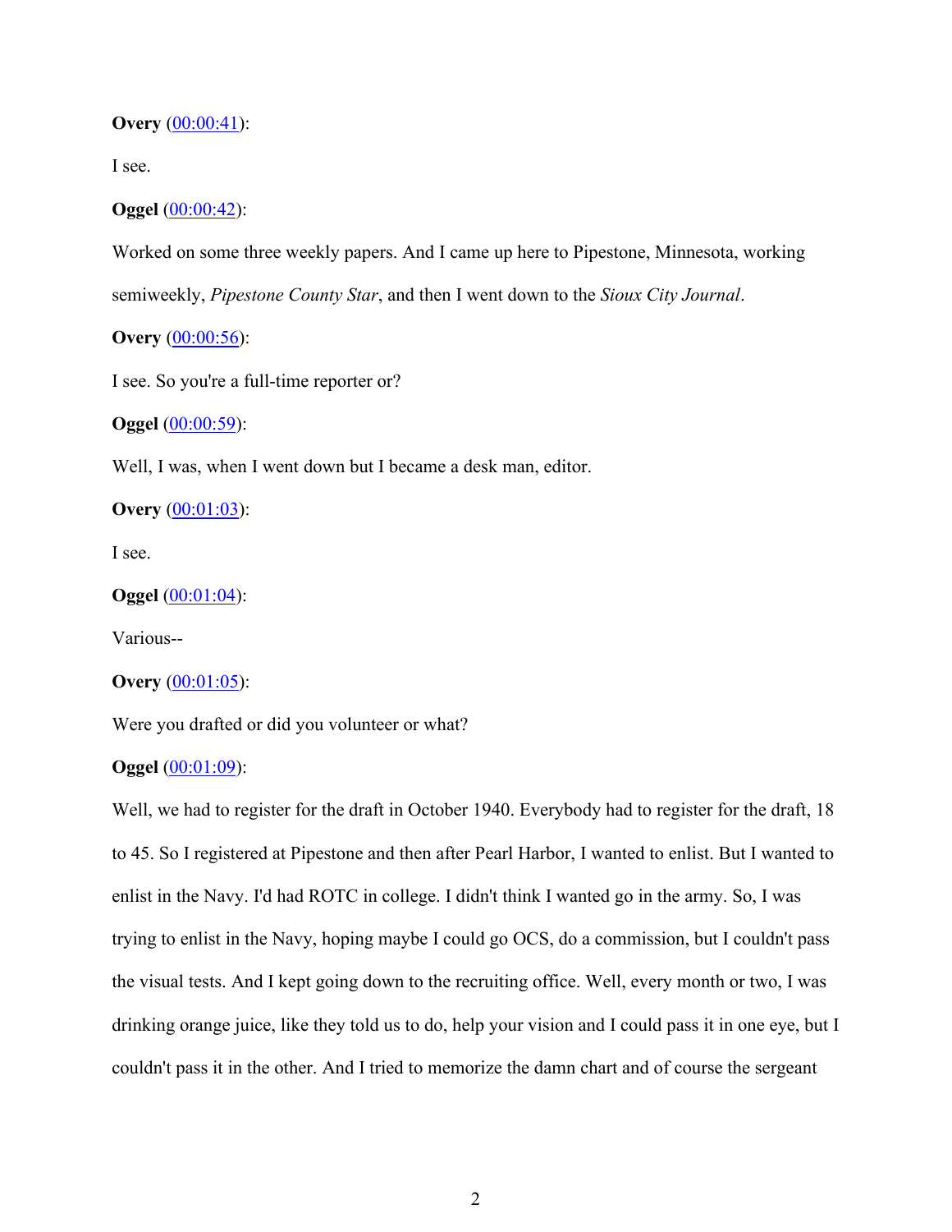**Overy** ([00:00:41](#)):

I see.

**Oggel** ([00:00:42](#)):

Worked on some three weekly papers. And I came up here to Pipestone, Minnesota, working semiweekly, *Pipestone County Star*, and then I went down to the *Sioux City Journal*.

**Overy** ([00:00:56](#)):

I see. So you're a full-time reporter or?

**Oggel** ([00:00:59](#)):

Well, I was, when I went down but I became a desk man, editor.

**Overy** ([00:01:03](#)):

I see.

**Oggel** ([00:01:04](#)):

Various--

**Overy** ([00:01:05](#)):

Were you drafted or did you volunteer or what?

**Oggel** ([00:01:09](#)):

Well, we had to register for the draft in October 1940. Everybody had to register for the draft, 18 to 45. So I registered at Pipestone and then after Pearl Harbor, I wanted to enlist. But I wanted to enlist in the Navy. I'd had ROTC in college. I didn't think I wanted go in the army. So, I was trying to enlist in the Navy, hoping maybe I could go OCS, do a commission, but I couldn't pass the visual tests. And I kept going down to the recruiting office. Well, every month or two, I was drinking orange juice, like they told us to do, help your vision and I could pass it in one eye, but I couldn't pass it in the other. And I tried to memorize the damn chart and of course the sergeant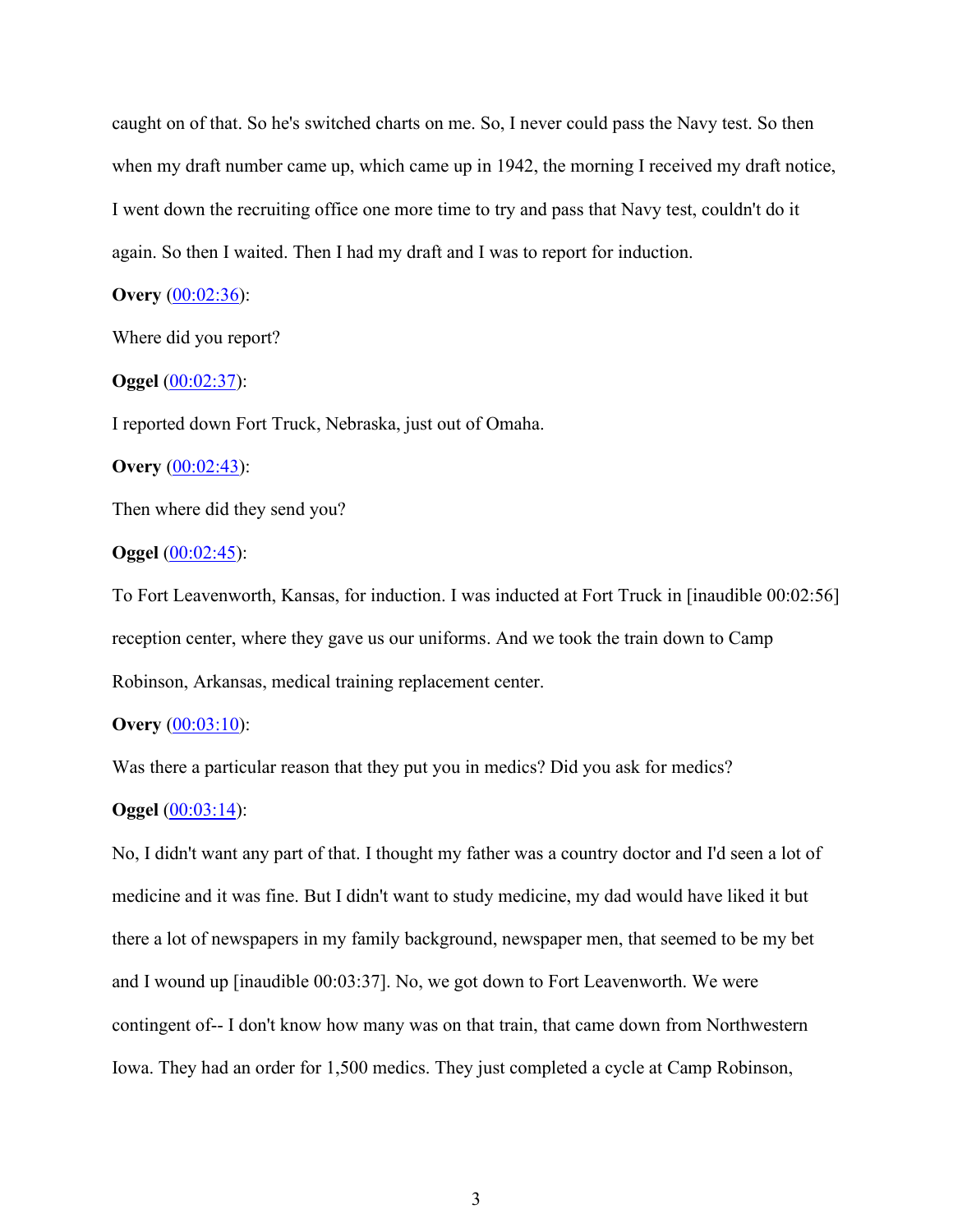caught on of that. So he's switched charts on me. So, I never could pass the Navy test. So then when my draft number came up, which came up in 1942, the morning I received my draft notice, I went down the recruiting office one more time to try and pass that Navy test, couldn't do it again. So then I waited. Then I had my draft and I was to report for induction.

**Overy** ([00:02:36](#)):

Where did you report?

**Oggel** ([00:02:37](#)):

I reported down Fort Truck, Nebraska, just out of Omaha.

**Overy** ([00:02:43](#)):

Then where did they send you?

**Oggel** ([00:02:45](#)):

To Fort Leavenworth, Kansas, for induction. I was inducted at Fort Truck in [inaudible 00:02:56] reception center, where they gave us our uniforms. And we took the train down to Camp Robinson, Arkansas, medical training replacement center.

**Overy** ([00:03:10](#)):

Was there a particular reason that they put you in medics? Did you ask for medics?

**Oggel** ([00:03:14](#)):

No, I didn't want any part of that. I thought my father was a country doctor and I'd seen a lot of medicine and it was fine. But I didn't want to study medicine, my dad would have liked it but there a lot of newspapers in my family background, newspaper men, that seemed to be my bet and I wound up [inaudible 00:03:37]. No, we got down to Fort Leavenworth. We were contingent of-- I don't know how many was on that train, that came down from Northwestern Iowa. They had an order for 1,500 medics. They just completed a cycle at Camp Robinson,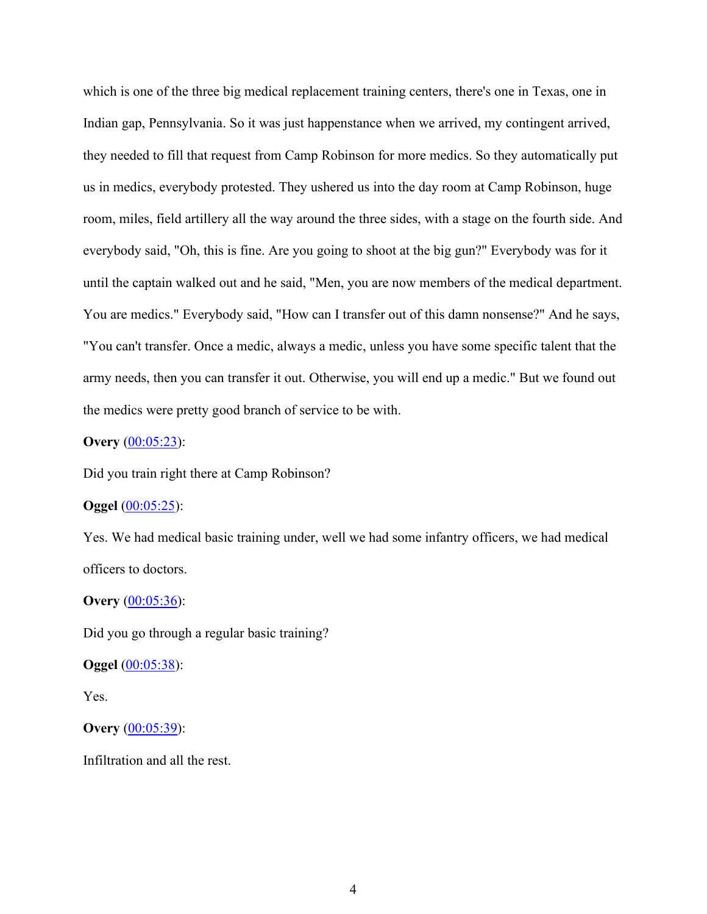which is one of the three big medical replacement training centers, there's one in Texas, one in Indian gap, Pennsylvania. So it was just happenstance when we arrived, my contingent arrived, they needed to fill that request from Camp Robinson for more medics. So they automatically put us in medics, everybody protested. They ushered us into the day room at Camp Robinson, huge room, miles, field artillery all the way around the three sides, with a stage on the fourth side. And everybody said, "Oh, this is fine. Are you going to shoot at the big gun?" Everybody was for it until the captain walked out and he said, "Men, you are now members of the medical department. You are medics." Everybody said, "How can I transfer out of this damn nonsense?" And he says, "You can't transfer. Once a medic, always a medic, unless you have some specific talent that the army needs, then you can transfer it out. Otherwise, you will end up a medic." But we found out the medics were pretty good branch of service to be with.

**Overy** ([00:05:23]()):

Did you train right there at Camp Robinson?

**Oggel** ([00:05:25]()):

Yes. We had medical basic training under, well we had some infantry officers, we had medical officers to doctors.

**Overy** ([00:05:36]()):

Did you go through a regular basic training?

**Oggel** ([00:05:38]()):

Yes.

**Overy** ([00:05:39]()):

Infiltration and all the rest.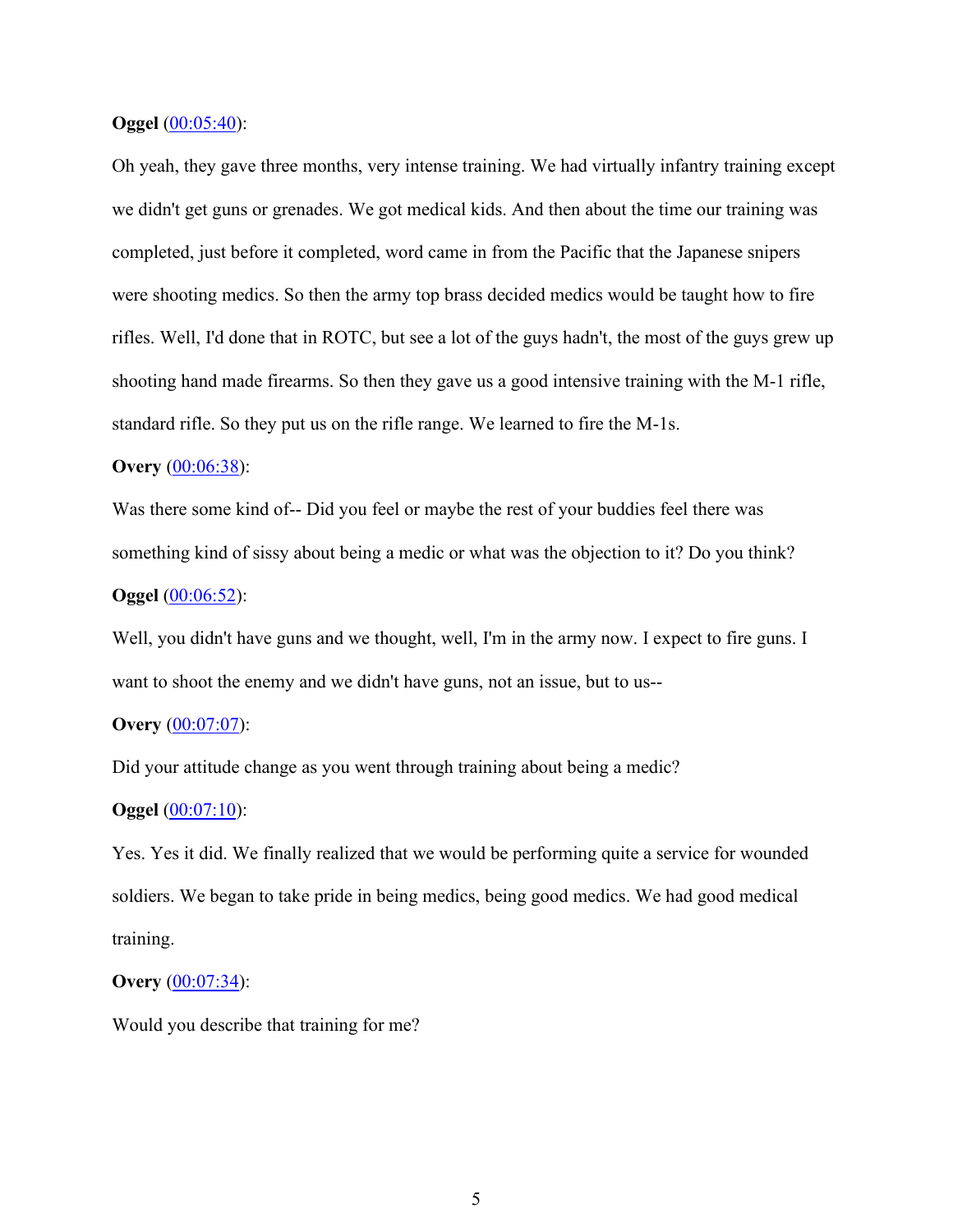**Oggel** ([00:05:40]()):

Oh yeah, they gave three months, very intense training. We had virtually infantry training except we didn't get guns or grenades. We got medical kids. And then about the time our training was completed, just before it completed, word came in from the Pacific that the Japanese snipers were shooting medics. So then the army top brass decided medics would be taught how to fire rifles. Well, I'd done that in ROTC, but see a lot of the guys hadn't, the most of the guys grew up shooting hand made firearms. So then they gave us a good intensive training with the M-1 rifle, standard rifle. So they put us on the rifle range. We learned to fire the M-1s.

**Overy** ([00:06:38]()):

Was there some kind of-- Did you feel or maybe the rest of your buddies feel there was something kind of sissy about being a medic or what was the objection to it? Do you think?

**Oggel** ([00:06:52]()):

Well, you didn't have guns and we thought, well, I'm in the army now. I expect to fire guns. I want to shoot the enemy and we didn't have guns, not an issue, but to us--

**Overy** ([00:07:07]()):

Did your attitude change as you went through training about being a medic?

**Oggel** ([00:07:10]()):

Yes. Yes it did. We finally realized that we would be performing quite a service for wounded soldiers. We began to take pride in being medics, being good medics. We had good medical training.

**Overy** ([00:07:34]()):

Would you describe that training for me?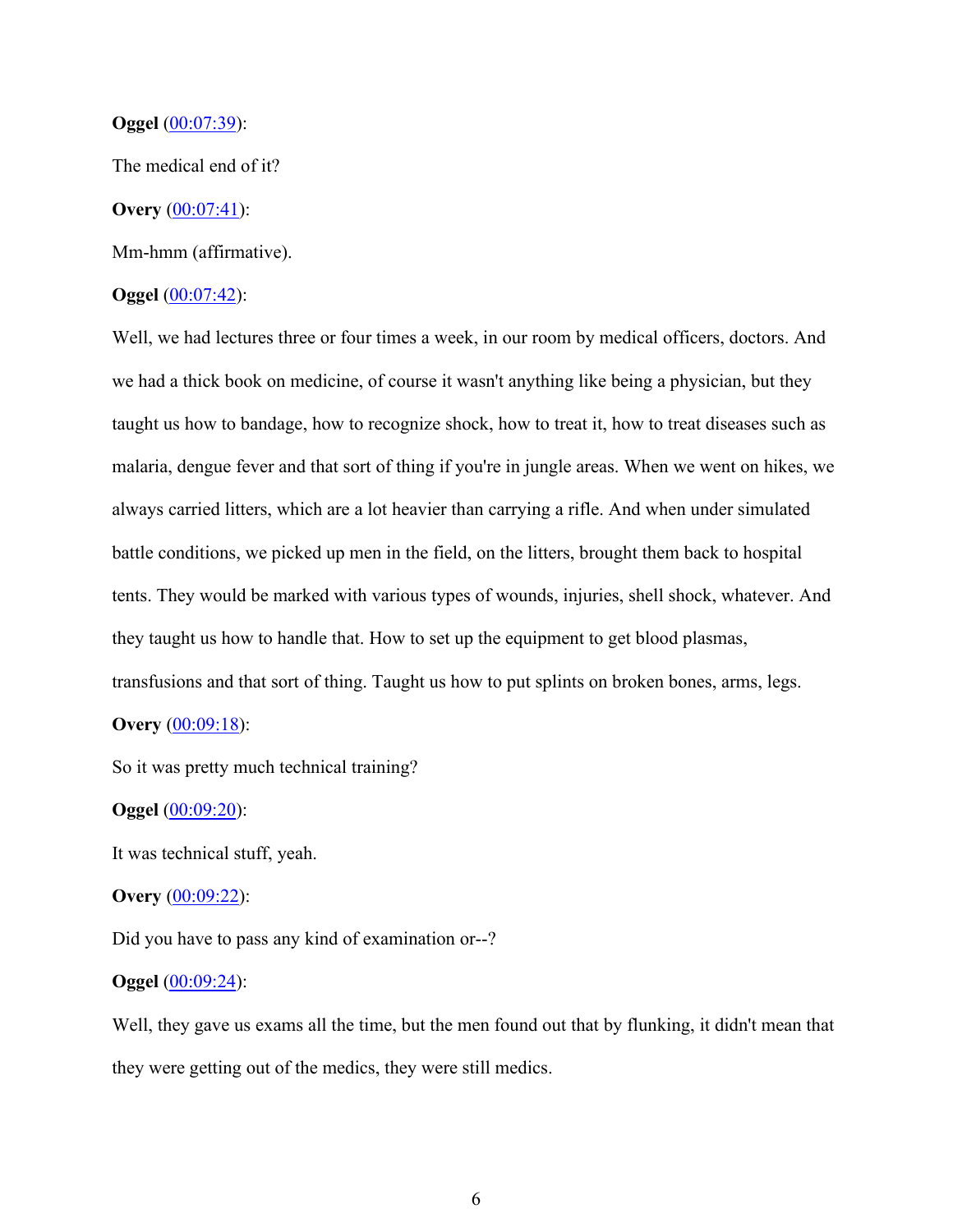**Oggel** (00:07:39):

The medical end of it?

**Overy** (00:07:41):

Mm-hmm (affirmative).

**Oggel** (00:07:42):

Well, we had lectures three or four times a week, in our room by medical officers, doctors. And we had a thick book on medicine, of course it wasn't anything like being a physician, but they taught us how to bandage, how to recognize shock, how to treat it, how to treat diseases such as malaria, dengue fever and that sort of thing if you're in jungle areas. When we went on hikes, we always carried litters, which are a lot heavier than carrying a rifle. And when under simulated battle conditions, we picked up men in the field, on the litters, brought them back to hospital tents. They would be marked with various types of wounds, injuries, shell shock, whatever. And they taught us how to handle that. How to set up the equipment to get blood plasmas, transfusions and that sort of thing. Taught us how to put splints on broken bones, arms, legs.

**Overy** (00:09:18):

So it was pretty much technical training?

**Oggel** (00:09:20):

It was technical stuff, yeah.

**Overy** (00:09:22):

Did you have to pass any kind of examination or--?

**Oggel** (00:09:24):

Well, they gave us exams all the time, but the men found out that by flunking, it didn't mean that they were getting out of the medics, they were still medics.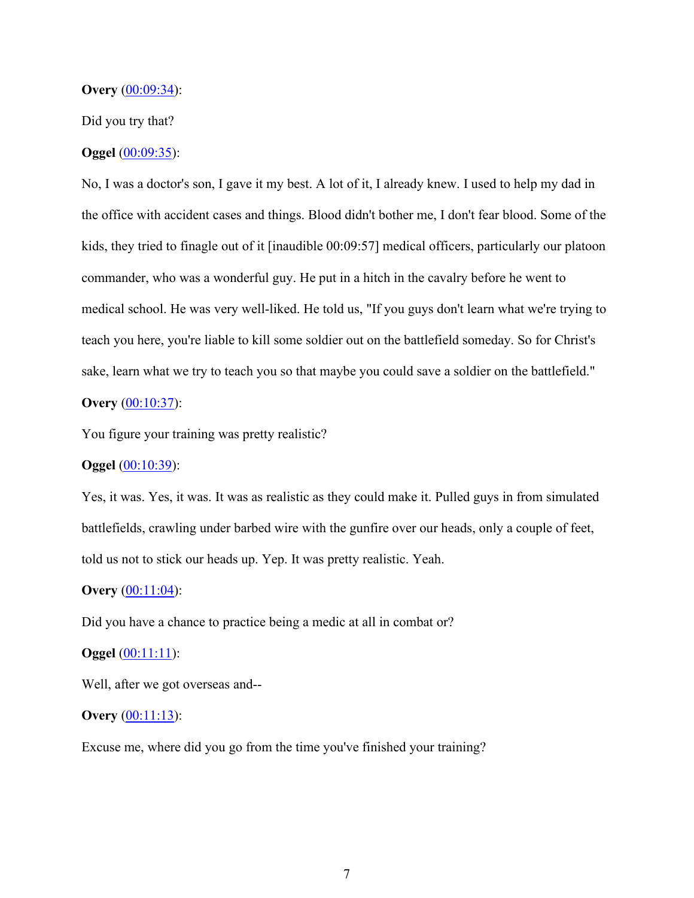**Overy** ([00:09:34](#)):

Did you try that?

**Oggel** ([00:09:35](#)):

No, I was a doctor's son, I gave it my best. A lot of it, I already knew. I used to help my dad in the office with accident cases and things. Blood didn't bother me, I don't fear blood. Some of the kids, they tried to finagle out of it [inaudible 00:09:57] medical officers, particularly our platoon commander, who was a wonderful guy. He put in a hitch in the cavalry before he went to medical school. He was very well-liked. He told us, "If you guys don't learn what we're trying to teach you here, you're liable to kill some soldier out on the battlefield someday. So for Christ's sake, learn what we try to teach you so that maybe you could save a soldier on the battlefield."

**Overy** ([00:10:37](#)):

You figure your training was pretty realistic?

**Oggel** ([00:10:39](#)):

Yes, it was. Yes, it was. It was as realistic as they could make it. Pulled guys in from simulated battlefields, crawling under barbed wire with the gunfire over our heads, only a couple of feet, told us not to stick our heads up. Yep. It was pretty realistic. Yeah.

**Overy** ([00:11:04](#)):

Did you have a chance to practice being a medic at all in combat or?

**Oggel** ([00:11:11](#)):

Well, after we got overseas and--

**Overy** ([00:11:13](#)):

Excuse me, where did you go from the time you've finished your training?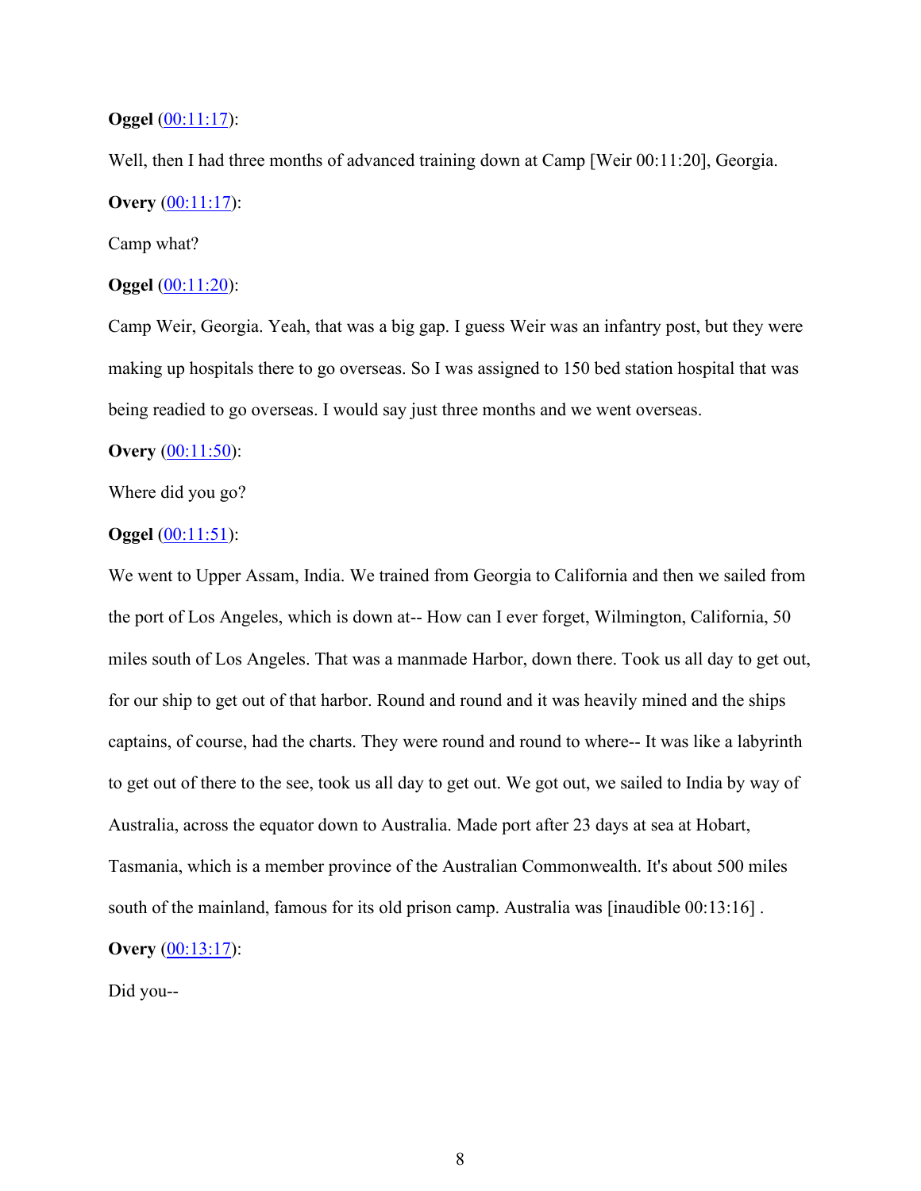**Oggel** (00:11:17):

Well, then I had three months of advanced training down at Camp [Weir 00:11:20], Georgia.

**Overy** (00:11:17):

Camp what?

**Oggel** (00:11:20):

Camp Weir, Georgia. Yeah, that was a big gap. I guess Weir was an infantry post, but they were making up hospitals there to go overseas. So I was assigned to 150 bed station hospital that was being readied to go overseas. I would say just three months and we went overseas.

**Overy** (00:11:50):

Where did you go?

**Oggel** (00:11:51):

We went to Upper Assam, India. We trained from Georgia to California and then we sailed from the port of Los Angeles, which is down at-- How can I ever forget, Wilmington, California, 50 miles south of Los Angeles. That was a manmade Harbor, down there. Took us all day to get out, for our ship to get out of that harbor. Round and round and it was heavily mined and the ships captains, of course, had the charts. They were round and round to where-- It was like a labyrinth to get out of there to the see, took us all day to get out. We got out, we sailed to India by way of Australia, across the equator down to Australia. Made port after 23 days at sea at Hobart, Tasmania, which is a member province of the Australian Commonwealth. It's about 500 miles south of the mainland, famous for its old prison camp. Australia was [inaudible 00:13:16] .

**Overy** (00:13:17):

Did you--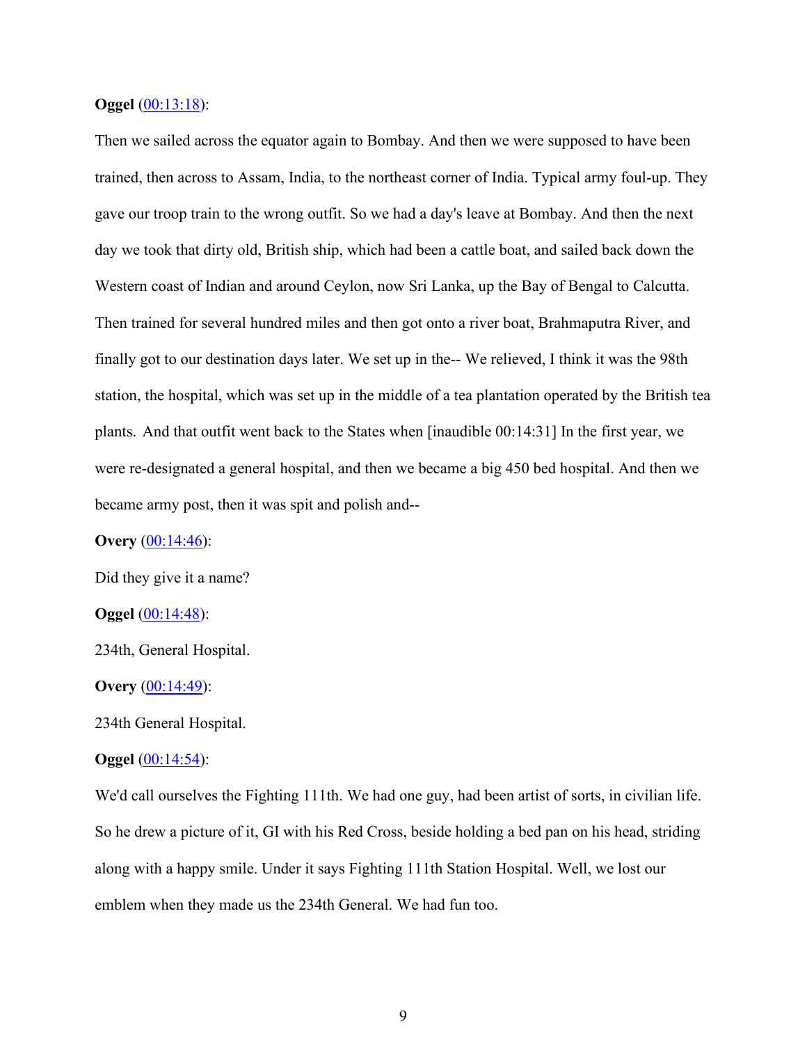**Oggel** ([00:13:18](#)):

Then we sailed across the equator again to Bombay. And then we were supposed to have been trained, then across to Assam, India, to the northeast corner of India. Typical army foul-up. They gave our troop train to the wrong outfit. So we had a day's leave at Bombay. And then the next day we took that dirty old, British ship, which had been a cattle boat, and sailed back down the Western coast of Indian and around Ceylon, now Sri Lanka, up the Bay of Bengal to Calcutta. Then trained for several hundred miles and then got onto a river boat, Brahmaputra River, and finally got to our destination days later. We set up in the-- We relieved, I think it was the 98th station, the hospital, which was set up in the middle of a tea plantation operated by the British tea plants. And that outfit went back to the States when [inaudible 00:14:31] In the first year, we were re-designated a general hospital, and then we became a big 450 bed hospital. And then we became army post, then it was spit and polish and--

**Overy** ([00:14:46](#)):

Did they give it a name?

**Oggel** ([00:14:48](#)):

234th, General Hospital.

**Overy** ([00:14:49](#)):

234th General Hospital.

**Oggel** ([00:14:54](#)):

We'd call ourselves the Fighting 111th. We had one guy, had been artist of sorts, in civilian life. So he drew a picture of it, GI with his Red Cross, beside holding a bed pan on his head, striding along with a happy smile. Under it says Fighting 111th Station Hospital. Well, we lost our emblem when they made us the 234th General. We had fun too.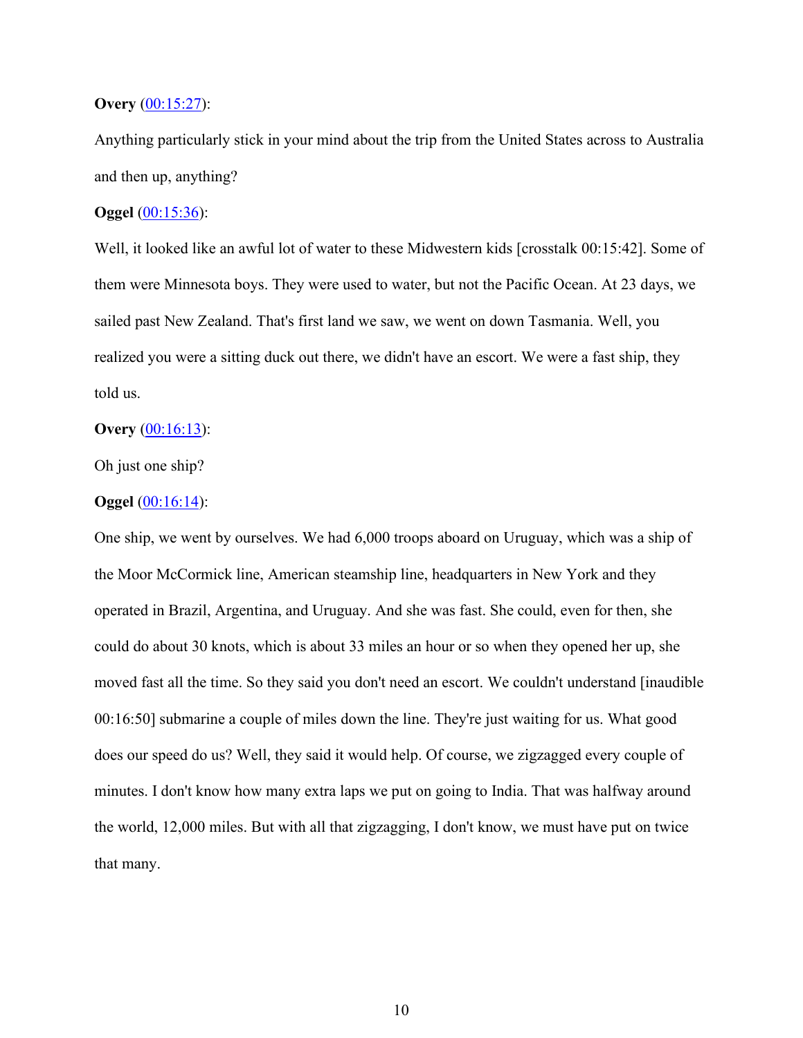**Overy** (00:15:27):

Anything particularly stick in your mind about the trip from the United States across to Australia and then up, anything?

**Oggel** (00:15:36):

Well, it looked like an awful lot of water to these Midwestern kids [crosstalk 00:15:42]. Some of them were Minnesota boys. They were used to water, but not the Pacific Ocean. At 23 days, we sailed past New Zealand. That's first land we saw, we went on down Tasmania. Well, you realized you were a sitting duck out there, we didn't have an escort. We were a fast ship, they told us.

**Overy** (00:16:13):

Oh just one ship?

**Oggel** (00:16:14):

One ship, we went by ourselves. We had 6,000 troops aboard on Uruguay, which was a ship of the Moor McCormick line, American steamship line, headquarters in New York and they operated in Brazil, Argentina, and Uruguay. And she was fast. She could, even for then, she could do about 30 knots, which is about 33 miles an hour or so when they opened her up, she moved fast all the time. So they said you don't need an escort. We couldn't understand [inaudible 00:16:50] submarine a couple of miles down the line. They're just waiting for us. What good does our speed do us? Well, they said it would help. Of course, we zigzagged every couple of minutes. I don't know how many extra laps we put on going to India. That was halfway around the world, 12,000 miles. But with all that zigzagging, I don't know, we must have put on twice that many.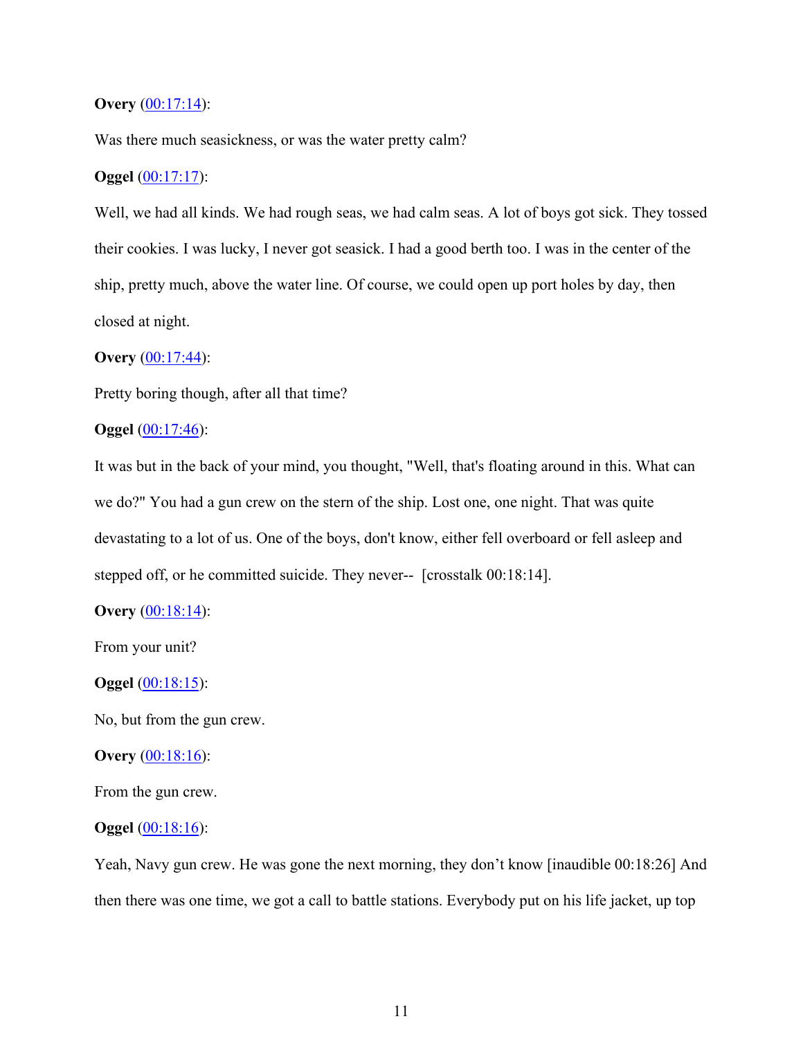**Overy** (00:17:14):

Was there much seasickness, or was the water pretty calm?

**Oggel** (00:17:17):

Well, we had all kinds. We had rough seas, we had calm seas. A lot of boys got sick. They tossed their cookies. I was lucky, I never got seasick. I had a good berth too. I was in the center of the ship, pretty much, above the water line. Of course, we could open up port holes by day, then closed at night.

**Overy** (00:17:44):

Pretty boring though, after all that time?

**Oggel** (00:17:46):

It was but in the back of your mind, you thought, "Well, that's floating around in this. What can we do?" You had a gun crew on the stern of the ship. Lost one, one night. That was quite devastating to a lot of us. One of the boys, don't know, either fell overboard or fell asleep and stepped off, or he committed suicide. They never-- [crosstalk 00:18:14].

**Overy** (00:18:14):

From your unit?

**Oggel** (00:18:15):

No, but from the gun crew.

**Overy** (00:18:16):

From the gun crew.

**Oggel** (00:18:16):

Yeah, Navy gun crew. He was gone the next morning, they don't know [inaudible 00:18:26] And then there was one time, we got a call to battle stations. Everybody put on his life jacket, up top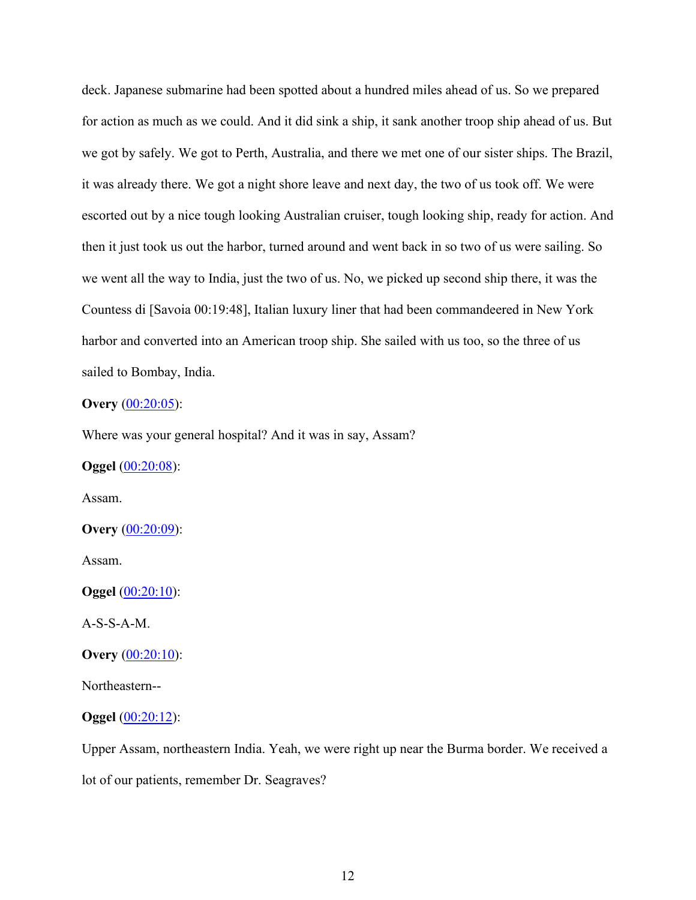deck. Japanese submarine had been spotted about a hundred miles ahead of us. So we prepared for action as much as we could. And it did sink a ship, it sank another troop ship ahead of us. But we got by safely. We got to Perth, Australia, and there we met one of our sister ships. The Brazil, it was already there. We got a night shore leave and next day, the two of us took off. We were escorted out by a nice tough looking Australian cruiser, tough looking ship, ready for action. And then it just took us out the harbor, turned around and went back in so two of us were sailing. So we went all the way to India, just the two of us. No, we picked up second ship there, it was the Countess di [Savoia 00:19:48], Italian luxury liner that had been commandeered in New York harbor and converted into an American troop ship. She sailed with us too, so the three of us sailed to Bombay, India.

**Overy** (00:20:05):

Where was your general hospital? And it was in say, Assam?

**Oggel** (00:20:08):

Assam.

**Overy** (00:20:09):

Assam.

**Oggel** (00:20:10):

A-S-S-A-M.

**Overy** (00:20:10):

Northeastern--

**Oggel** (00:20:12):

Upper Assam, northeastern India. Yeah, we were right up near the Burma border. We received a lot of our patients, remember Dr. Seagraves?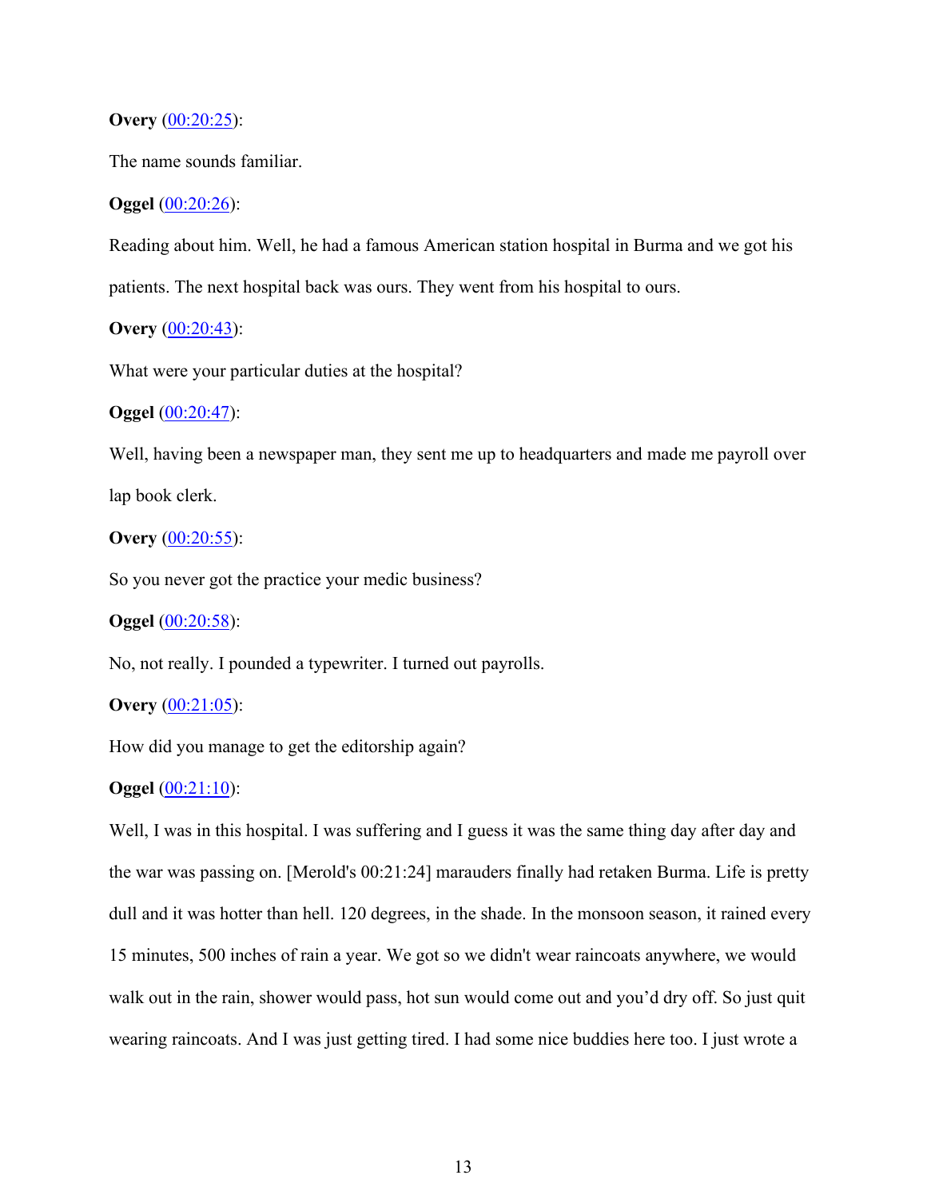**Overy** (00:20:25):

The name sounds familiar.

**Oggel** (00:20:26):

Reading about him. Well, he had a famous American station hospital in Burma and we got his patients. The next hospital back was ours. They went from his hospital to ours.

**Overy** (00:20:43):

What were your particular duties at the hospital?

**Oggel** (00:20:47):

Well, having been a newspaper man, they sent me up to headquarters and made me payroll over lap book clerk.

**Overy** (00:20:55):

So you never got the practice your medic business?

**Oggel** (00:20:58):

No, not really. I pounded a typewriter. I turned out payrolls.

**Overy** (00:21:05):

How did you manage to get the editorship again?

**Oggel** (00:21:10):

Well, I was in this hospital. I was suffering and I guess it was the same thing day after day and the war was passing on. [Merold's 00:21:24] marauders finally had retaken Burma. Life is pretty dull and it was hotter than hell. 120 degrees, in the shade. In the monsoon season, it rained every 15 minutes, 500 inches of rain a year. We got so we didn't wear raincoats anywhere, we would walk out in the rain, shower would pass, hot sun would come out and you'd dry off. So just quit wearing raincoats. And I was just getting tired. I had some nice buddies here too. I just wrote a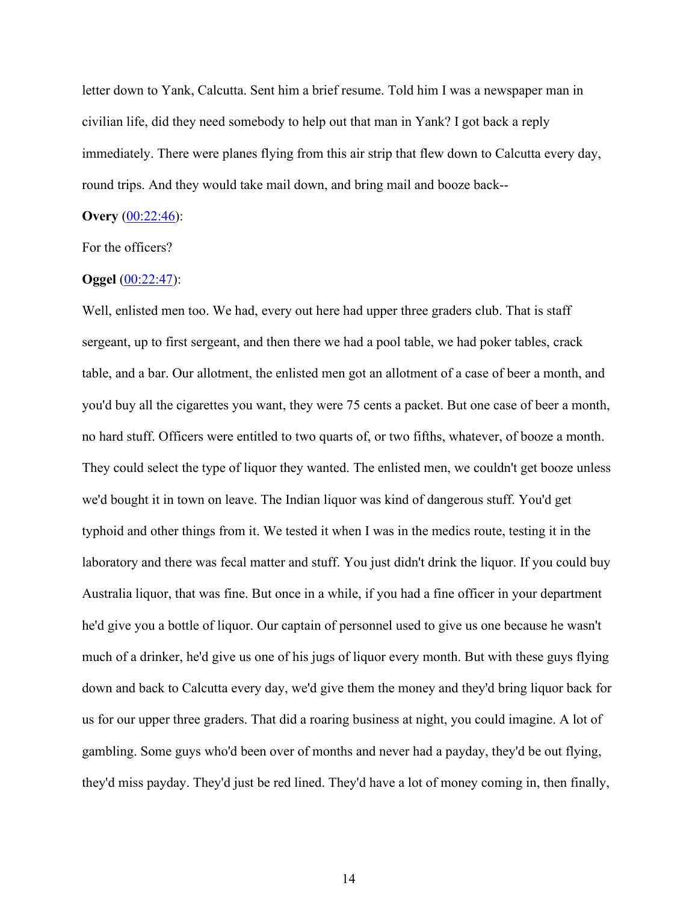letter down to Yank, Calcutta. Sent him a brief resume. Told him I was a newspaper man in civilian life, did they need somebody to help out that man in Yank? I got back a reply immediately. There were planes flying from this air strip that flew down to Calcutta every day, round trips. And they would take mail down, and bring mail and booze back--

**Overy** ([00:22:46](00:22:46)):

For the officers?

**Oggel** ([00:22:47](00:22:47)):

Well, enlisted men too. We had, every out here had upper three graders club. That is staff sergeant, up to first sergeant, and then there we had a pool table, we had poker tables, crack table, and a bar. Our allotment, the enlisted men got an allotment of a case of beer a month, and you'd buy all the cigarettes you want, they were 75 cents a packet. But one case of beer a month, no hard stuff. Officers were entitled to two quarts of, or two fifths, whatever, of booze a month. They could select the type of liquor they wanted. The enlisted men, we couldn't get booze unless we'd bought it in town on leave. The Indian liquor was kind of dangerous stuff. You'd get typhoid and other things from it. We tested it when I was in the medics route, testing it in the laboratory and there was fecal matter and stuff. You just didn't drink the liquor. If you could buy Australia liquor, that was fine. But once in a while, if you had a fine officer in your department he'd give you a bottle of liquor. Our captain of personnel used to give us one because he wasn't much of a drinker, he'd give us one of his jugs of liquor every month. But with these guys flying down and back to Calcutta every day, we'd give them the money and they'd bring liquor back for us for our upper three graders. That did a roaring business at night, you could imagine. A lot of gambling. Some guys who'd been over of months and never had a payday, they'd be out flying, they'd miss payday. They'd just be red lined. They'd have a lot of money coming in, then finally,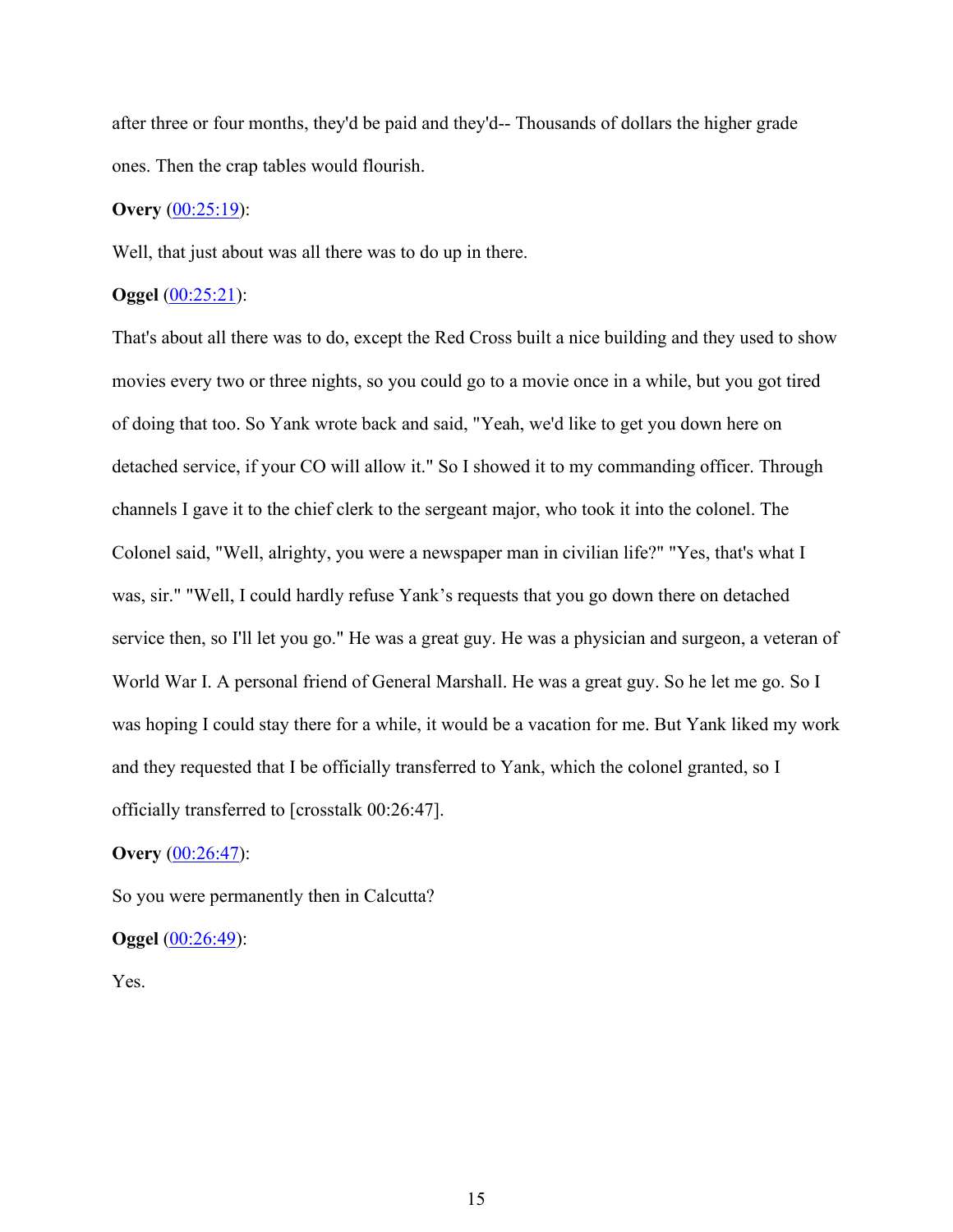after three or four months, they'd be paid and they'd-- Thousands of dollars the higher grade ones. Then the crap tables would flourish.

**Overy** (00:25:19):

Well, that just about was all there was to do up in there.

**Oggel** (00:25:21):

That's about all there was to do, except the Red Cross built a nice building and they used to show movies every two or three nights, so you could go to a movie once in a while, but you got tired of doing that too. So Yank wrote back and said, "Yeah, we'd like to get you down here on detached service, if your CO will allow it." So I showed it to my commanding officer. Through channels I gave it to the chief clerk to the sergeant major, who took it into the colonel. The Colonel said, "Well, alrighty, you were a newspaper man in civilian life?" "Yes, that's what I was, sir." "Well, I could hardly refuse Yank's requests that you go down there on detached service then, so I'll let you go." He was a great guy. He was a physician and surgeon, a veteran of World War I. A personal friend of General Marshall. He was a great guy. So he let me go. So I was hoping I could stay there for a while, it would be a vacation for me. But Yank liked my work and they requested that I be officially transferred to Yank, which the colonel granted, so I officially transferred to [crosstalk 00:26:47].

**Overy** (00:26:47):

So you were permanently then in Calcutta?

**Oggel** (00:26:49):

Yes.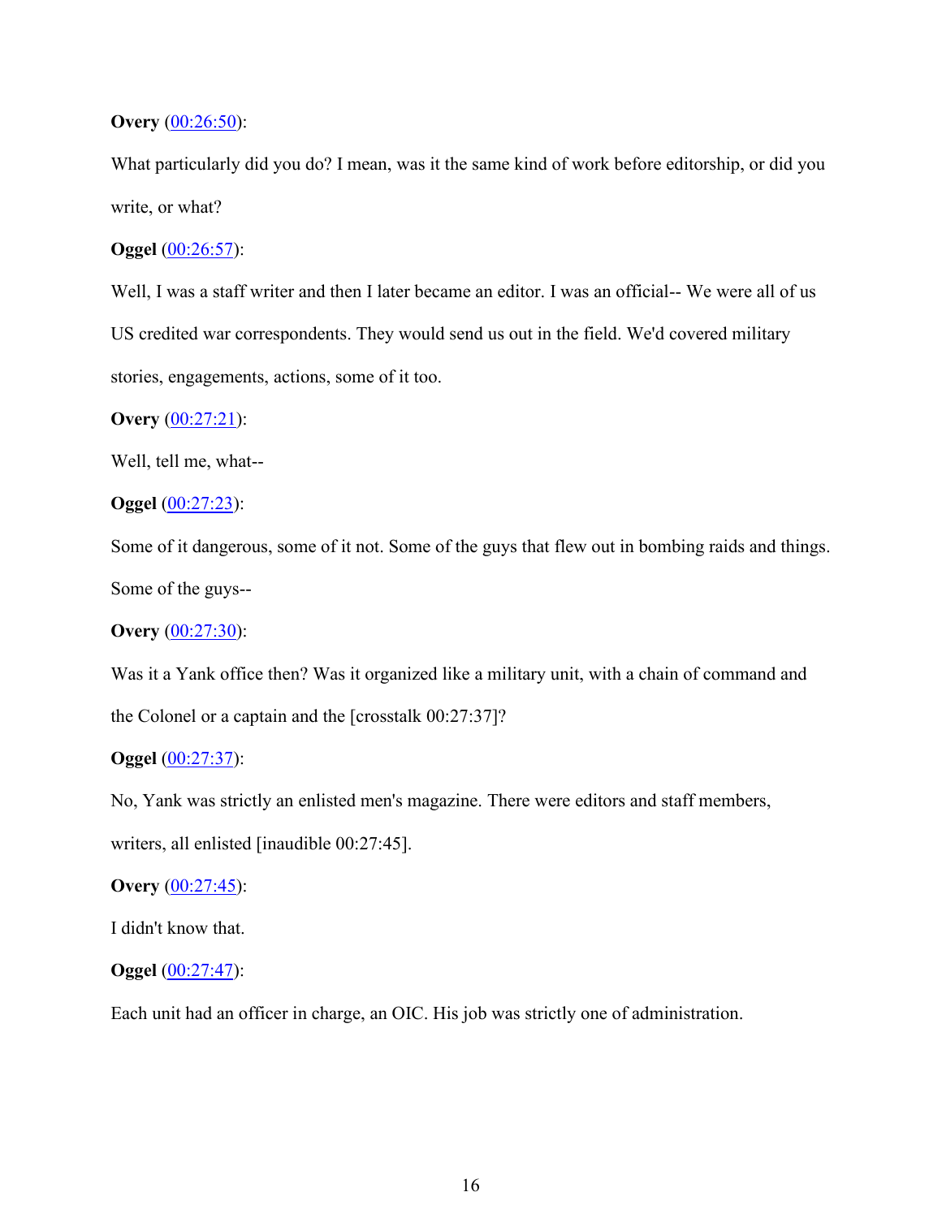**Overy** (00:26:50):

What particularly did you do? I mean, was it the same kind of work before editorship, or did you write, or what?

**Oggel** (00:26:57):

Well, I was a staff writer and then I later became an editor. I was an official-- We were all of us US credited war correspondents. They would send us out in the field. We'd covered military stories, engagements, actions, some of it too.

**Overy** (00:27:21):

Well, tell me, what--

**Oggel** (00:27:23):

Some of it dangerous, some of it not. Some of the guys that flew out in bombing raids and things. Some of the guys--

**Overy** (00:27:30):

Was it a Yank office then? Was it organized like a military unit, with a chain of command and the Colonel or a captain and the [crosstalk 00:27:37]?

**Oggel** (00:27:37):

No, Yank was strictly an enlisted men's magazine. There were editors and staff members, writers, all enlisted [inaudible 00:27:45].

**Overy** (00:27:45):

I didn't know that.

**Oggel** (00:27:47):

Each unit had an officer in charge, an OIC. His job was strictly one of administration.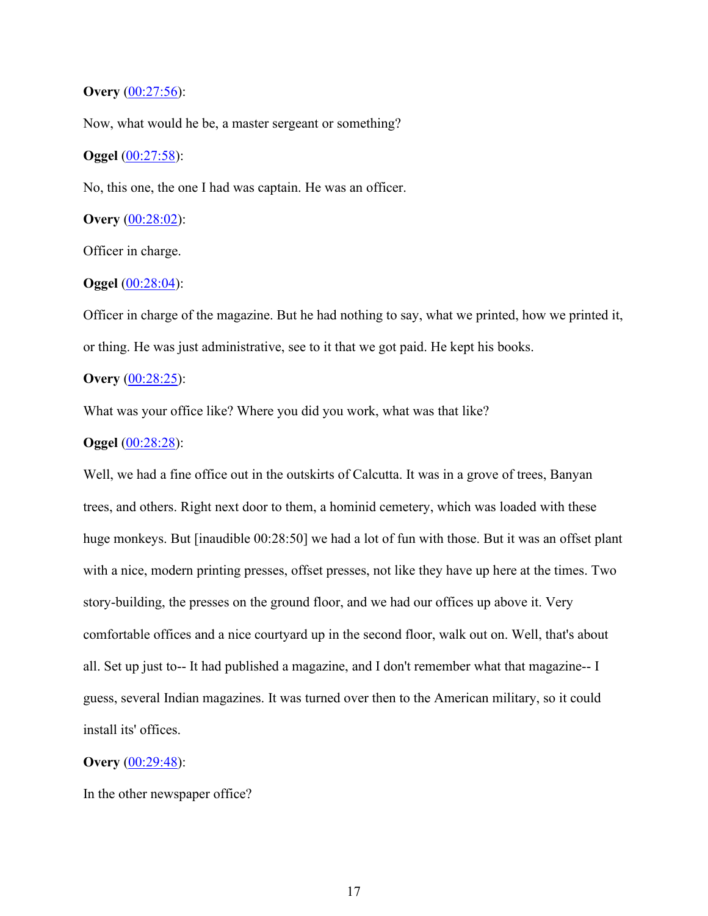**Overy** (00:27:56):

Now, what would he be, a master sergeant or something?

**Oggel** (00:27:58):

No, this one, the one I had was captain. He was an officer.

**Overy** (00:28:02):

Officer in charge.

**Oggel** (00:28:04):

Officer in charge of the magazine. But he had nothing to say, what we printed, how we printed it, or thing. He was just administrative, see to it that we got paid. He kept his books.

**Overy** (00:28:25):

What was your office like? Where you did you work, what was that like?

**Oggel** (00:28:28):

Well, we had a fine office out in the outskirts of Calcutta. It was in a grove of trees, Banyan trees, and others. Right next door to them, a hominid cemetery, which was loaded with these huge monkeys. But [inaudible 00:28:50] we had a lot of fun with those. But it was an offset plant with a nice, modern printing presses, offset presses, not like they have up here at the times. Two story-building, the presses on the ground floor, and we had our offices up above it. Very comfortable offices and a nice courtyard up in the second floor, walk out on. Well, that's about all. Set up just to-- It had published a magazine, and I don't remember what that magazine-- I guess, several Indian magazines. It was turned over then to the American military, so it could install its' offices.

**Overy** (00:29:48):

In the other newspaper office?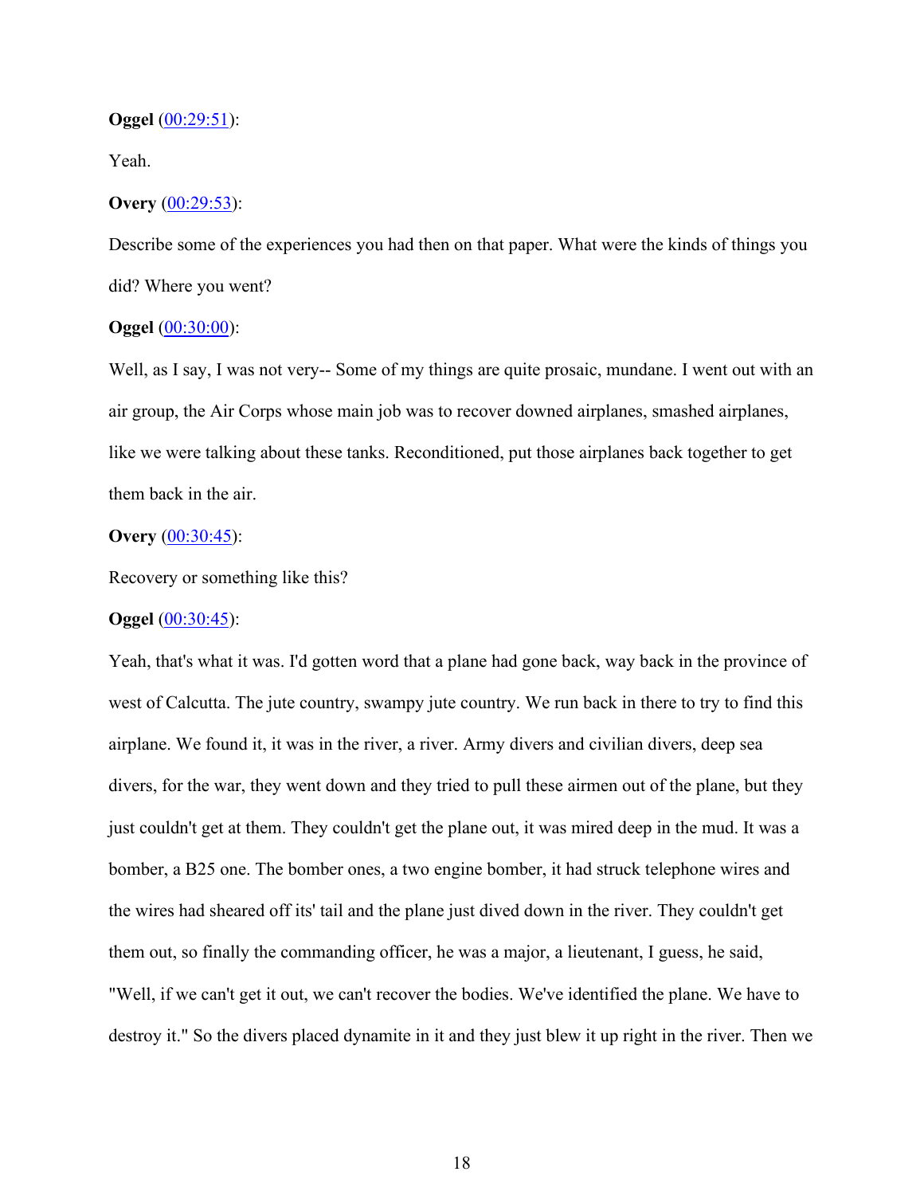**Oggel** ([00:29:51]()):

Yeah.

**Overy** ([00:29:53]()):

Describe some of the experiences you had then on that paper. What were the kinds of things you did? Where you went?

**Oggel** ([00:30:00]()):

Well, as I say, I was not very-- Some of my things are quite prosaic, mundane. I went out with an air group, the Air Corps whose main job was to recover downed airplanes, smashed airplanes, like we were talking about these tanks. Reconditioned, put those airplanes back together to get them back in the air.

**Overy** ([00:30:45]()):

Recovery or something like this?

**Oggel** ([00:30:45]()):

Yeah, that's what it was. I'd gotten word that a plane had gone back, way back in the province of west of Calcutta. The jute country, swampy jute country. We run back in there to try to find this airplane. We found it, it was in the river, a river. Army divers and civilian divers, deep sea divers, for the war, they went down and they tried to pull these airmen out of the plane, but they just couldn't get at them. They couldn't get the plane out, it was mired deep in the mud. It was a bomber, a B25 one. The bomber ones, a two engine bomber, it had struck telephone wires and the wires had sheared off its' tail and the plane just dived down in the river. They couldn't get them out, so finally the commanding officer, he was a major, a lieutenant, I guess, he said, "Well, if we can't get it out, we can't recover the bodies. We've identified the plane. We have to destroy it." So the divers placed dynamite in it and they just blew it up right in the river. Then we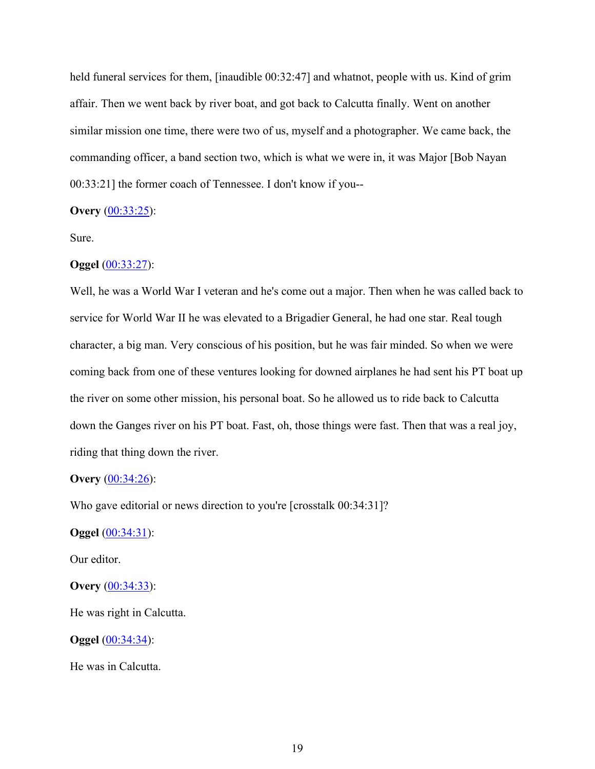held funeral services for them, [inaudible 00:32:47] and whatnot, people with us. Kind of grim affair. Then we went back by river boat, and got back to Calcutta finally. Went on another similar mission one time, there were two of us, myself and a photographer. We came back, the commanding officer, a band section two, which is what we were in, it was Major [Bob Nayan 00:33:21] the former coach of Tennessee. I don't know if you--

**Overy** (00:33:25):

Sure.

**Oggel** (00:33:27):

Well, he was a World War I veteran and he's come out a major. Then when he was called back to service for World War II he was elevated to a Brigadier General, he had one star. Real tough character, a big man. Very conscious of his position, but he was fair minded. So when we were coming back from one of these ventures looking for downed airplanes he had sent his PT boat up the river on some other mission, his personal boat. So he allowed us to ride back to Calcutta down the Ganges river on his PT boat. Fast, oh, those things were fast. Then that was a real joy, riding that thing down the river.

**Overy** (00:34:26):

Who gave editorial or news direction to you're [crosstalk 00:34:31]?

**Oggel** (00:34:31):

Our editor.

**Overy** (00:34:33):

He was right in Calcutta.

**Oggel** (00:34:34):

He was in Calcutta.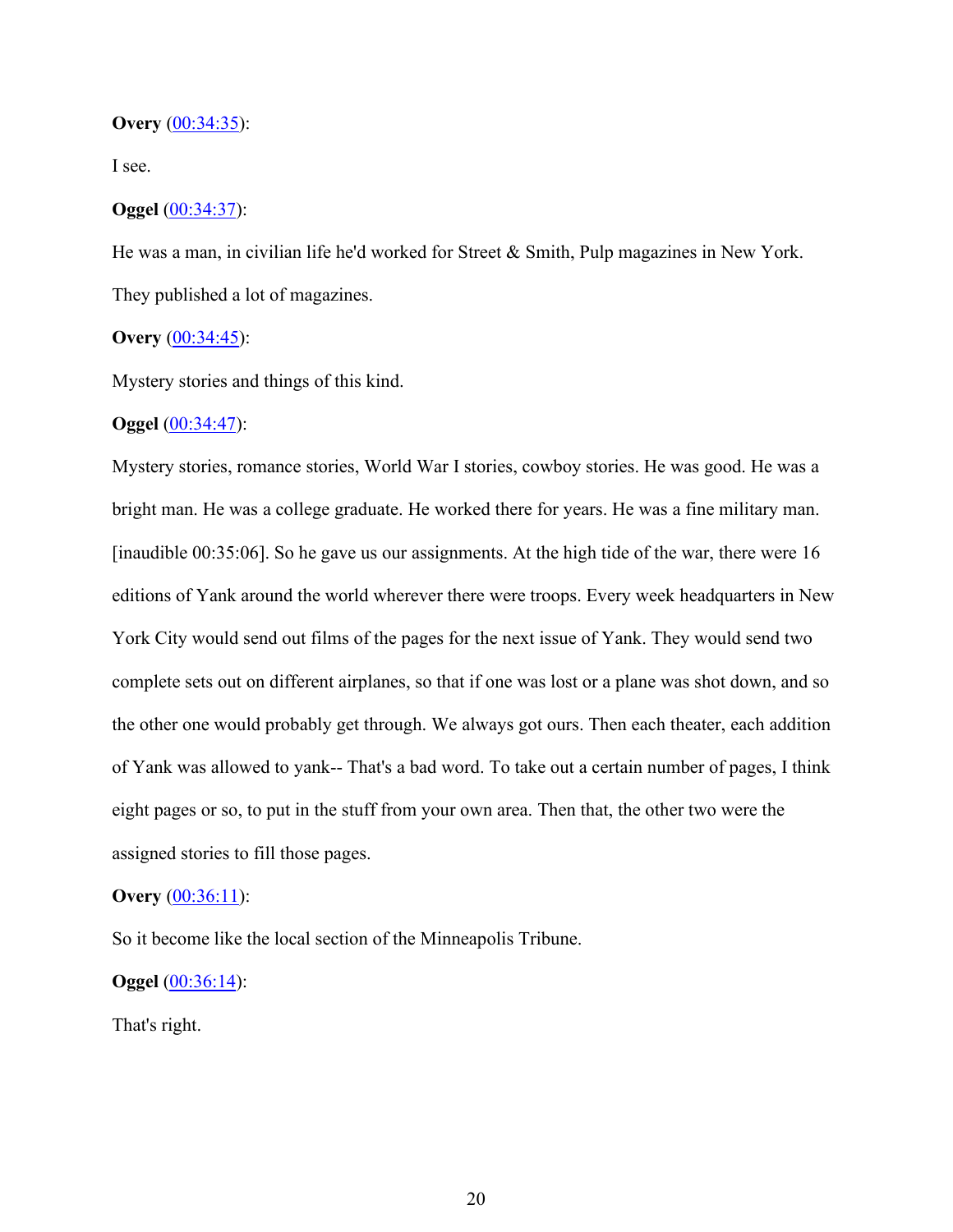**Overy** (00:34:35):

I see.

**Oggel** (00:34:37):

He was a man, in civilian life he'd worked for Street & Smith, Pulp magazines in New York. They published a lot of magazines.

**Overy** (00:34:45):

Mystery stories and things of this kind.

**Oggel** (00:34:47):

Mystery stories, romance stories, World War I stories, cowboy stories. He was good. He was a bright man. He was a college graduate. He worked there for years. He was a fine military man. [inaudible 00:35:06]. So he gave us our assignments. At the high tide of the war, there were 16 editions of Yank around the world wherever there were troops. Every week headquarters in New York City would send out films of the pages for the next issue of Yank. They would send two complete sets out on different airplanes, so that if one was lost or a plane was shot down, and so the other one would probably get through. We always got ours. Then each theater, each addition of Yank was allowed to yank-- That's a bad word. To take out a certain number of pages, I think eight pages or so, to put in the stuff from your own area. Then that, the other two were the assigned stories to fill those pages.

**Overy** (00:36:11):

So it become like the local section of the Minneapolis Tribune.

**Oggel** (00:36:14):

That's right.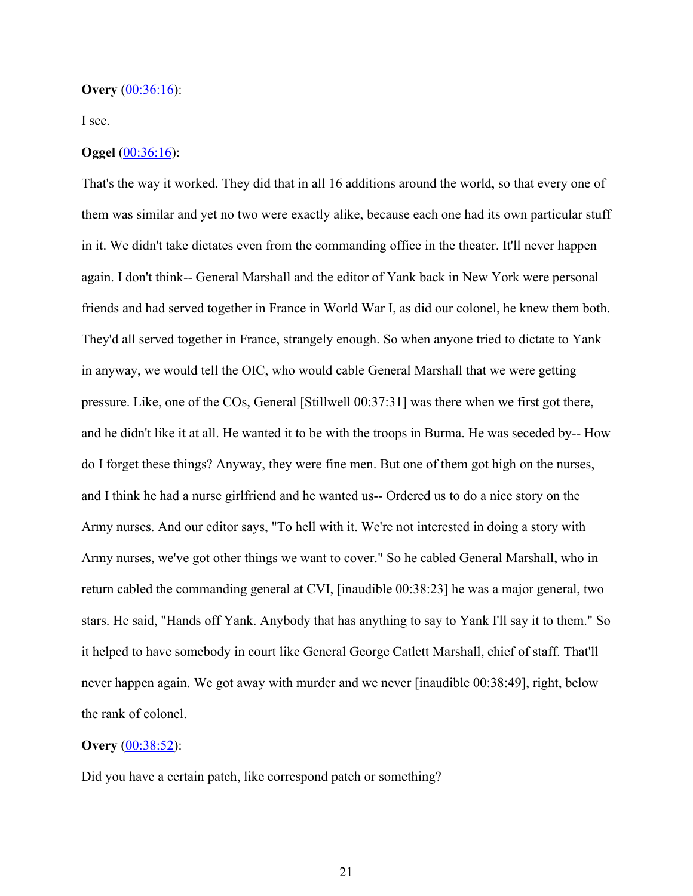**Overy** ([00:36:16](#)):

I see.

**Oggel** ([00:36:16](#)):

That's the way it worked. They did that in all 16 additions around the world, so that every one of them was similar and yet no two were exactly alike, because each one had its own particular stuff in it. We didn't take dictates even from the commanding office in the theater. It'll never happen again. I don't think-- General Marshall and the editor of Yank back in New York were personal friends and had served together in France in World War I, as did our colonel, he knew them both. They'd all served together in France, strangely enough. So when anyone tried to dictate to Yank in anyway, we would tell the OIC, who would cable General Marshall that we were getting pressure. Like, one of the COs, General [Stillwell 00:37:31] was there when we first got there, and he didn't like it at all. He wanted it to be with the troops in Burma. He was seceded by-- How do I forget these things? Anyway, they were fine men. But one of them got high on the nurses, and I think he had a nurse girlfriend and he wanted us-- Ordered us to do a nice story on the Army nurses. And our editor says, "To hell with it. We're not interested in doing a story with Army nurses, we've got other things we want to cover." So he cabled General Marshall, who in return cabled the commanding general at CVI, [inaudible 00:38:23] he was a major general, two stars. He said, "Hands off Yank. Anybody that has anything to say to Yank I'll say it to them." So it helped to have somebody in court like General George Catlett Marshall, chief of staff. That'll never happen again. We got away with murder and we never [inaudible 00:38:49], right, below the rank of colonel.

**Overy** ([00:38:52](#)):

Did you have a certain patch, like correspond patch or something?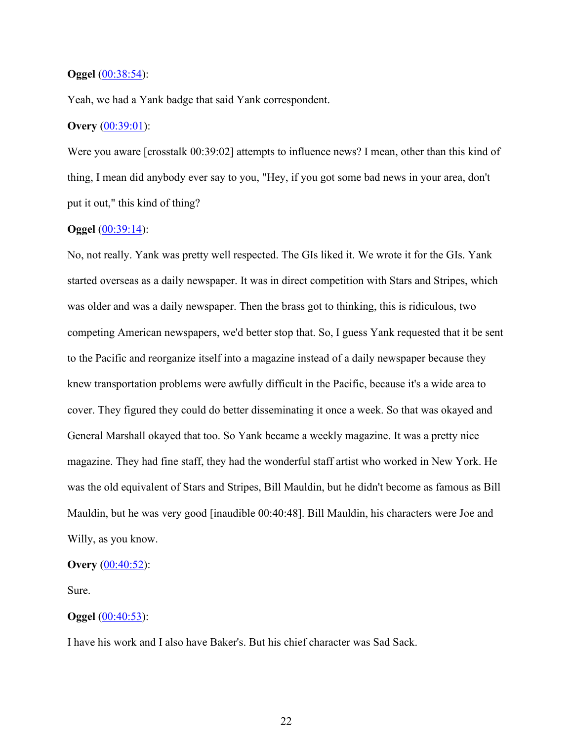**Oggel** ([00:38:54](#)):

Yeah, we had a Yank badge that said Yank correspondent.

**Overy** ([00:39:01](#)):

Were you aware [crosstalk 00:39:02] attempts to influence news? I mean, other than this kind of thing, I mean did anybody ever say to you, "Hey, if you got some bad news in your area, don't put it out," this kind of thing?

**Oggel** ([00:39:14](#)):

No, not really. Yank was pretty well respected. The GIs liked it. We wrote it for the GIs. Yank started overseas as a daily newspaper. It was in direct competition with Stars and Stripes, which was older and was a daily newspaper. Then the brass got to thinking, this is ridiculous, two competing American newspapers, we'd better stop that. So, I guess Yank requested that it be sent to the Pacific and reorganize itself into a magazine instead of a daily newspaper because they knew transportation problems were awfully difficult in the Pacific, because it's a wide area to cover. They figured they could do better disseminating it once a week. So that was okayed and General Marshall okayed that too. So Yank became a weekly magazine. It was a pretty nice magazine. They had fine staff, they had the wonderful staff artist who worked in New York. He was the old equivalent of Stars and Stripes, Bill Mauldin, but he didn't become as famous as Bill Mauldin, but he was very good [inaudible 00:40:48]. Bill Mauldin, his characters were Joe and Willy, as you know.

**Overy** ([00:40:52](#)):

Sure.

**Oggel** ([00:40:53](#)):

I have his work and I also have Baker's. But his chief character was Sad Sack.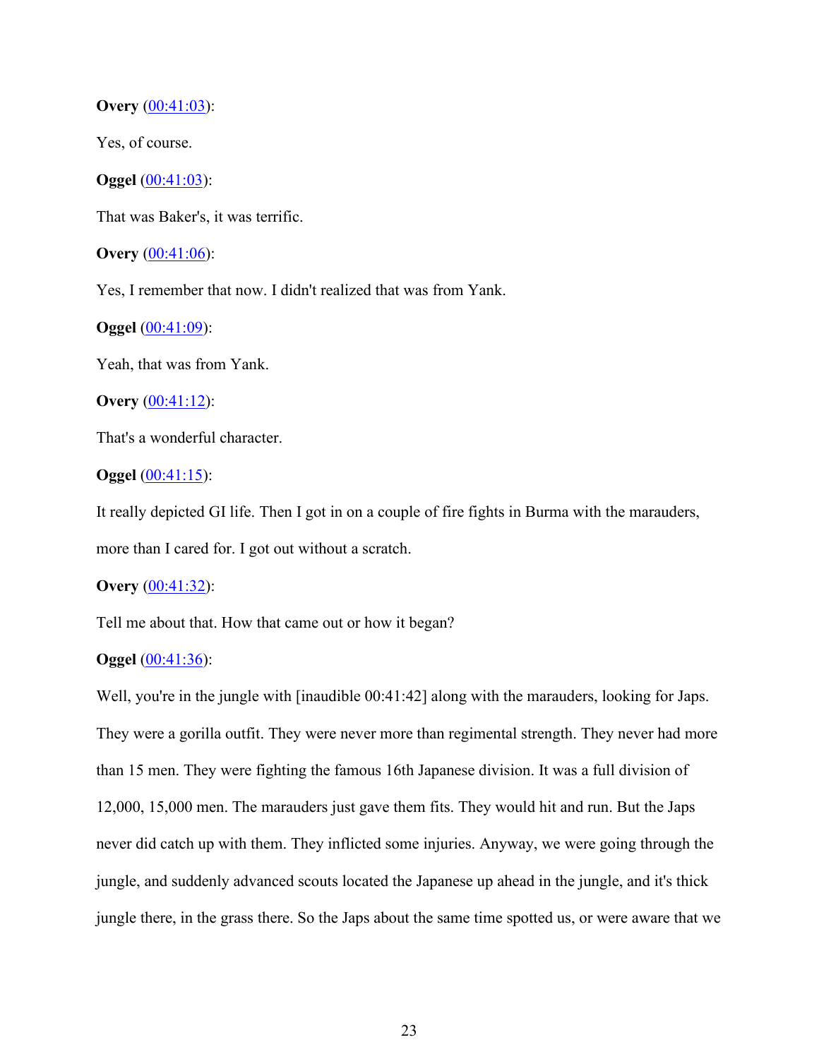**Overy** (00:41:03):

Yes, of course.

**Oggel** (00:41:03):

That was Baker's, it was terrific.

**Overy** (00:41:06):

Yes, I remember that now. I didn't realized that was from Yank.

**Oggel** (00:41:09):

Yeah, that was from Yank.

**Overy** (00:41:12):

That's a wonderful character.

**Oggel** (00:41:15):

It really depicted GI life. Then I got in on a couple of fire fights in Burma with the marauders, more than I cared for. I got out without a scratch.

**Overy** (00:41:32):

Tell me about that. How that came out or how it began?

**Oggel** (00:41:36):

Well, you're in the jungle with [inaudible 00:41:42] along with the marauders, looking for Japs. They were a gorilla outfit. They were never more than regimental strength. They never had more than 15 men. They were fighting the famous 16th Japanese division. It was a full division of 12,000, 15,000 men. The marauders just gave them fits. They would hit and run. But the Japs never did catch up with them. They inflicted some injuries. Anyway, we were going through the jungle, and suddenly advanced scouts located the Japanese up ahead in the jungle, and it's thick jungle there, in the grass there. So the Japs about the same time spotted us, or were aware that we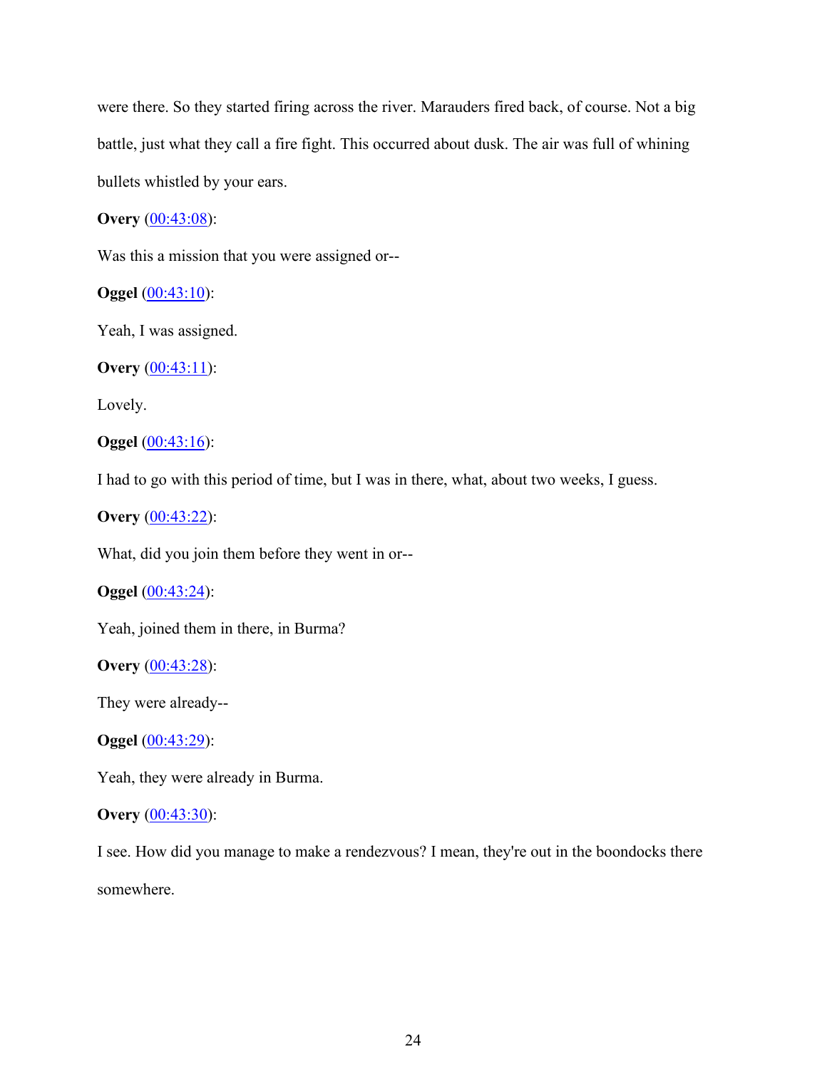were there. So they started firing across the river. Marauders fired back, of course. Not a big battle, just what they call a fire fight. This occurred about dusk. The air was full of whining bullets whistled by your ears.

**Overy** (00:43:08):

Was this a mission that you were assigned or--

**Oggel** (00:43:10):

Yeah, I was assigned.

**Overy** (00:43:11):

Lovely.

**Oggel** (00:43:16):

I had to go with this period of time, but I was in there, what, about two weeks, I guess.

**Overy** (00:43:22):

What, did you join them before they went in or--

**Oggel** (00:43:24):

Yeah, joined them in there, in Burma?

**Overy** (00:43:28):

They were already--

**Oggel** (00:43:29):

Yeah, they were already in Burma.

**Overy** (00:43:30):

I see. How did you manage to make a rendezvous? I mean, they're out in the boondocks there somewhere.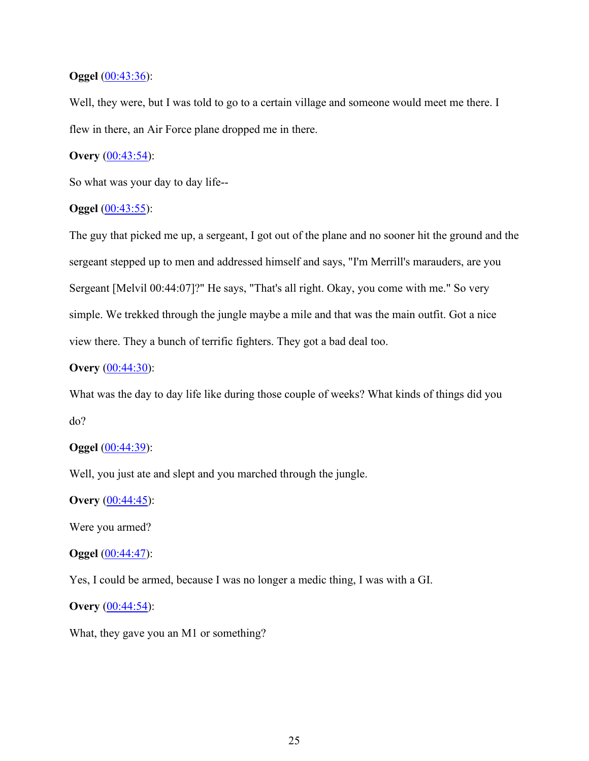**Oggel** (00:43:36):

Well, they were, but I was told to go to a certain village and someone would meet me there. I flew in there, an Air Force plane dropped me in there.

**Overy** (00:43:54):

So what was your day to day life--

**Oggel** (00:43:55):

The guy that picked me up, a sergeant, I got out of the plane and no sooner hit the ground and the sergeant stepped up to men and addressed himself and says, "I'm Merrill's marauders, are you Sergeant [Melvil 00:44:07]?" He says, "That's all right. Okay, you come with me." So very simple. We trekked through the jungle maybe a mile and that was the main outfit. Got a nice view there. They a bunch of terrific fighters. They got a bad deal too.

**Overy** (00:44:30):

What was the day to day life like during those couple of weeks? What kinds of things did you do?

**Oggel** (00:44:39):

Well, you just ate and slept and you marched through the jungle.

**Overy** (00:44:45):

Were you armed?

**Oggel** (00:44:47):

Yes, I could be armed, because I was no longer a medic thing, I was with a GI.

**Overy** (00:44:54):

What, they gave you an M1 or something?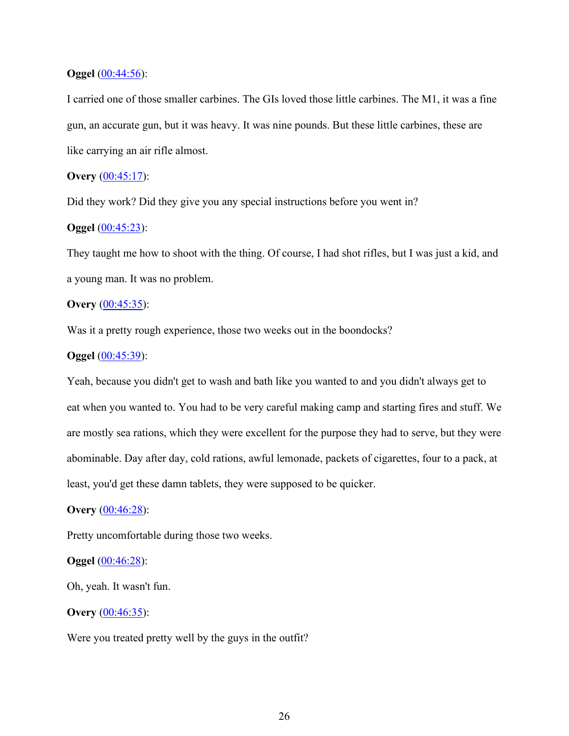**Oggel** ([00:44:56]()):

I carried one of those smaller carbines. The GIs loved those little carbines. The M1, it was a fine gun, an accurate gun, but it was heavy. It was nine pounds. But these little carbines, these are like carrying an air rifle almost.

**Overy** ([00:45:17]()):

Did they work? Did they give you any special instructions before you went in?

**Oggel** ([00:45:23]()):

They taught me how to shoot with the thing. Of course, I had shot rifles, but I was just a kid, and a young man. It was no problem.

**Overy** ([00:45:35]()):

Was it a pretty rough experience, those two weeks out in the boondocks?

**Oggel** ([00:45:39]()):

Yeah, because you didn't get to wash and bath like you wanted to and you didn't always get to eat when you wanted to. You had to be very careful making camp and starting fires and stuff. We are mostly sea rations, which they were excellent for the purpose they had to serve, but they were abominable. Day after day, cold rations, awful lemonade, packets of cigarettes, four to a pack, at least, you'd get these damn tablets, they were supposed to be quicker.

**Overy** ([00:46:28]()):

Pretty uncomfortable during those two weeks.

**Oggel** ([00:46:28]()):

Oh, yeah. It wasn't fun.

**Overy** ([00:46:35]()):

Were you treated pretty well by the guys in the outfit?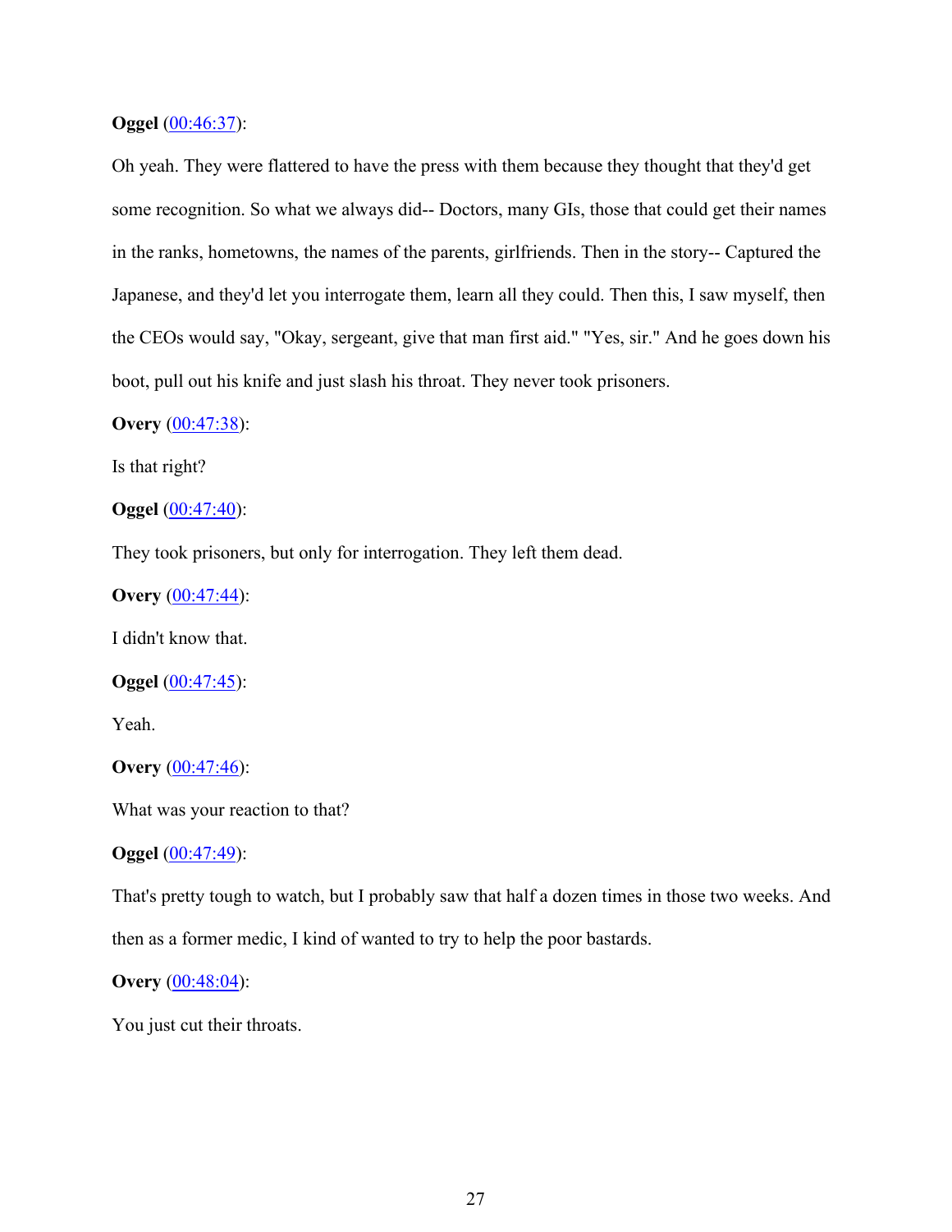**Oggel** (00:46:37):

Oh yeah. They were flattered to have the press with them because they thought that they'd get some recognition. So what we always did-- Doctors, many GIs, those that could get their names in the ranks, hometowns, the names of the parents, girlfriends. Then in the story-- Captured the Japanese, and they'd let you interrogate them, learn all they could. Then this, I saw myself, then the CEOs would say, "Okay, sergeant, give that man first aid." "Yes, sir." And he goes down his boot, pull out his knife and just slash his throat. They never took prisoners.

**Overy** (00:47:38):

Is that right?

**Oggel** (00:47:40):

They took prisoners, but only for interrogation. They left them dead.

**Overy** (00:47:44):

I didn't know that.

**Oggel** (00:47:45):

Yeah.

**Overy** (00:47:46):

What was your reaction to that?

**Oggel** (00:47:49):

That's pretty tough to watch, but I probably saw that half a dozen times in those two weeks. And then as a former medic, I kind of wanted to try to help the poor bastards.

**Overy** (00:48:04):

You just cut their throats.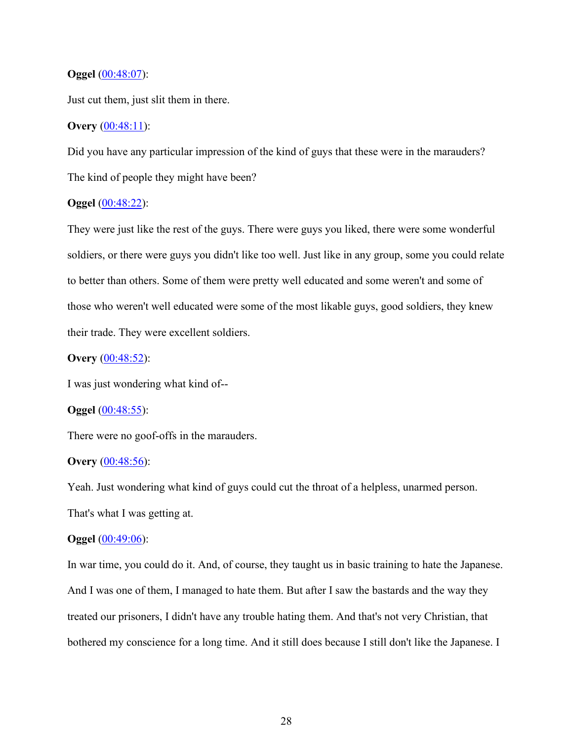**Oggel** ([00:48:07]()):

Just cut them, just slit them in there.

**Overy** ([00:48:11]()):

Did you have any particular impression of the kind of guys that these were in the marauders? The kind of people they might have been?

**Oggel** ([00:48:22]()):

They were just like the rest of the guys. There were guys you liked, there were some wonderful soldiers, or there were guys you didn't like too well. Just like in any group, some you could relate to better than others. Some of them were pretty well educated and some weren't and some of those who weren't well educated were some of the most likable guys, good soldiers, they knew their trade. They were excellent soldiers.

**Overy** ([00:48:52]()):

I was just wondering what kind of--

**Oggel** ([00:48:55]()):

There were no goof-offs in the marauders.

**Overy** ([00:48:56]()):

Yeah. Just wondering what kind of guys could cut the throat of a helpless, unarmed person. That's what I was getting at.

**Oggel** ([00:49:06]()):

In war time, you could do it. And, of course, they taught us in basic training to hate the Japanese. And I was one of them, I managed to hate them. But after I saw the bastards and the way they treated our prisoners, I didn't have any trouble hating them. And that's not very Christian, that bothered my conscience for a long time. And it still does because I still don't like the Japanese. I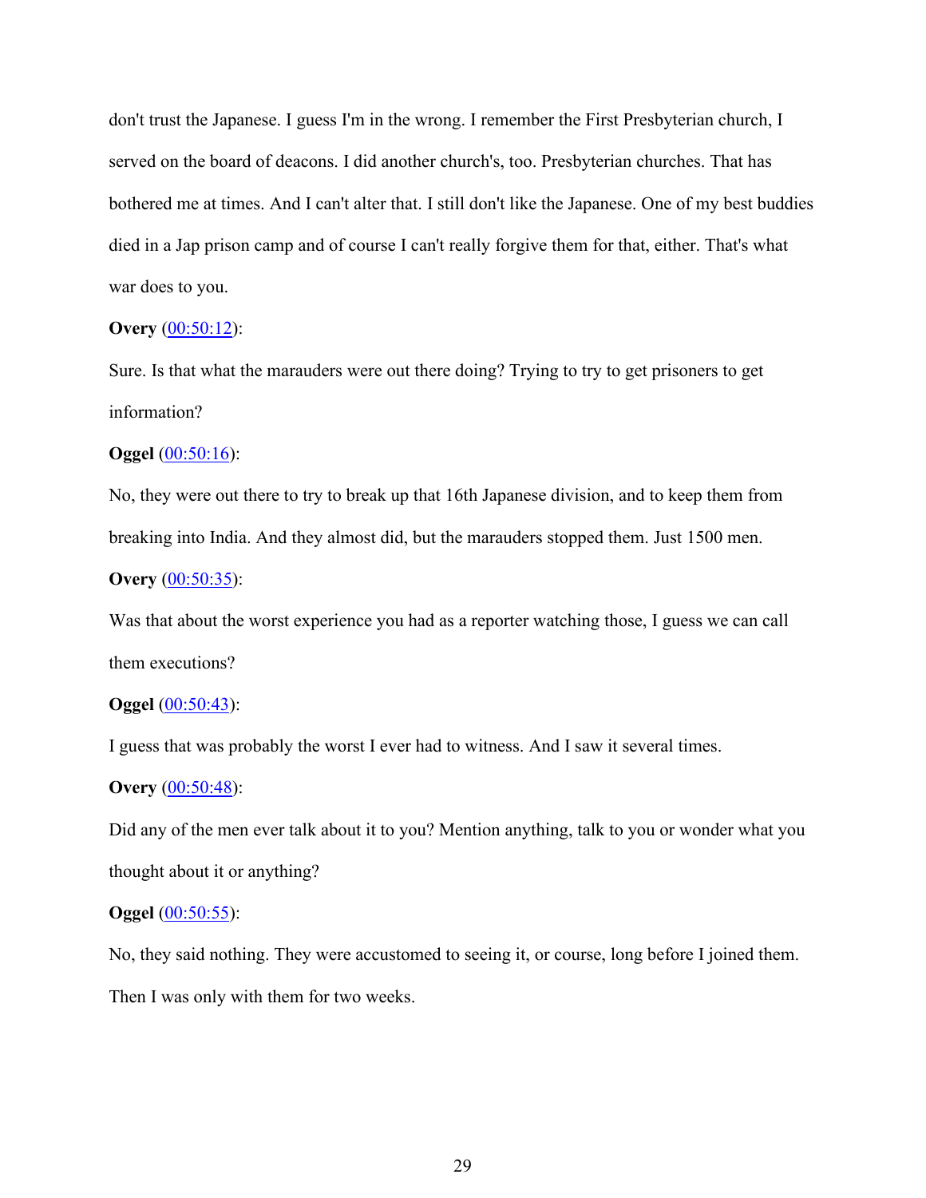don't trust the Japanese. I guess I'm in the wrong. I remember the First Presbyterian church, I served on the board of deacons. I did another church's, too. Presbyterian churches. That has bothered me at times. And I can't alter that. I still don't like the Japanese. One of my best buddies died in a Jap prison camp and of course I can't really forgive them for that, either. That's what war does to you.

**Overy** (00:50:12):

Sure. Is that what the marauders were out there doing? Trying to try to get prisoners to get information?

**Oggel** (00:50:16):

No, they were out there to try to break up that 16th Japanese division, and to keep them from breaking into India. And they almost did, but the marauders stopped them. Just 1500 men.

**Overy** (00:50:35):

Was that about the worst experience you had as a reporter watching those, I guess we can call them executions?

**Oggel** (00:50:43):

I guess that was probably the worst I ever had to witness. And I saw it several times.

**Overy** (00:50:48):

Did any of the men ever talk about it to you? Mention anything, talk to you or wonder what you thought about it or anything?

**Oggel** (00:50:55):

No, they said nothing. They were accustomed to seeing it, or course, long before I joined them. Then I was only with them for two weeks.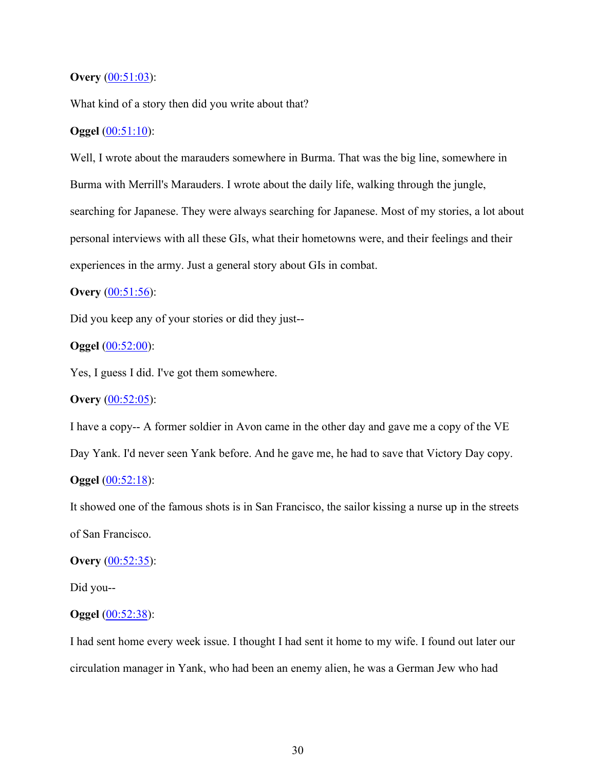**Overy** ([00:51:03](#)):

What kind of a story then did you write about that?

**Oggel** ([00:51:10](#)):

Well, I wrote about the marauders somewhere in Burma. That was the big line, somewhere in Burma with Merrill's Marauders. I wrote about the daily life, walking through the jungle, searching for Japanese. They were always searching for Japanese. Most of my stories, a lot about personal interviews with all these GIs, what their hometowns were, and their feelings and their experiences in the army. Just a general story about GIs in combat.

**Overy** ([00:51:56](#)):

Did you keep any of your stories or did they just--

**Oggel** ([00:52:00](#)):

Yes, I guess I did. I've got them somewhere.

**Overy** ([00:52:05](#)):

I have a copy-- A former soldier in Avon came in the other day and gave me a copy of the VE Day Yank. I'd never seen Yank before. And he gave me, he had to save that Victory Day copy.

**Oggel** ([00:52:18](#)):

It showed one of the famous shots is in San Francisco, the sailor kissing a nurse up in the streets of San Francisco.

**Overy** ([00:52:35](#)):

Did you--

**Oggel** ([00:52:38](#)):

I had sent home every week issue. I thought I had sent it home to my wife. I found out later our circulation manager in Yank, who had been an enemy alien, he was a German Jew who had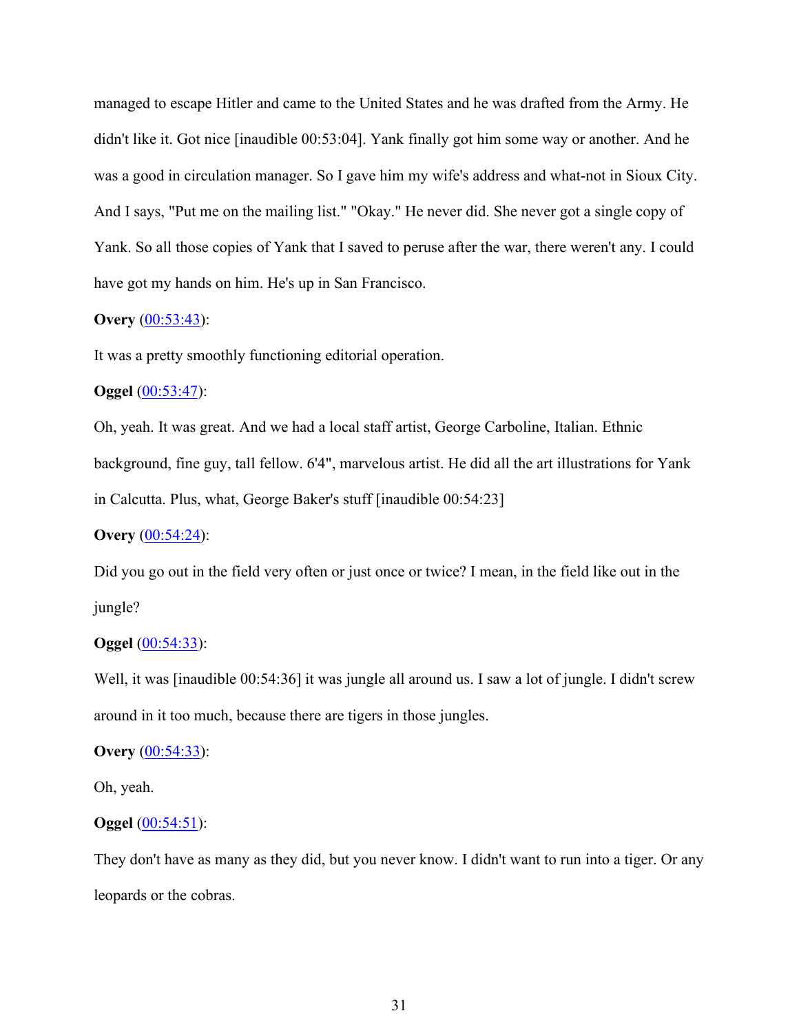managed to escape Hitler and came to the United States and he was drafted from the Army. He didn't like it. Got nice [inaudible 00:53:04]. Yank finally got him some way or another. And he was a good in circulation manager. So I gave him my wife's address and what-not in Sioux City. And I says, "Put me on the mailing list." "Okay." He never did. She never got a single copy of Yank. So all those copies of Yank that I saved to peruse after the war, there weren't any. I could have got my hands on him. He's up in San Francisco.

**Overy** (00:53:43):

It was a pretty smoothly functioning editorial operation.

**Oggel** (00:53:47):

Oh, yeah. It was great. And we had a local staff artist, George Carboline, Italian. Ethnic background, fine guy, tall fellow. 6'4", marvelous artist. He did all the art illustrations for Yank in Calcutta. Plus, what, George Baker's stuff [inaudible 00:54:23]

**Overy** (00:54:24):

Did you go out in the field very often or just once or twice? I mean, in the field like out in the jungle?

**Oggel** (00:54:33):

Well, it was [inaudible 00:54:36] it was jungle all around us. I saw a lot of jungle. I didn't screw around in it too much, because there are tigers in those jungles.

**Overy** (00:54:33):

Oh, yeah.

**Oggel** (00:54:51):

They don't have as many as they did, but you never know. I didn't want to run into a tiger. Or any leopards or the cobras.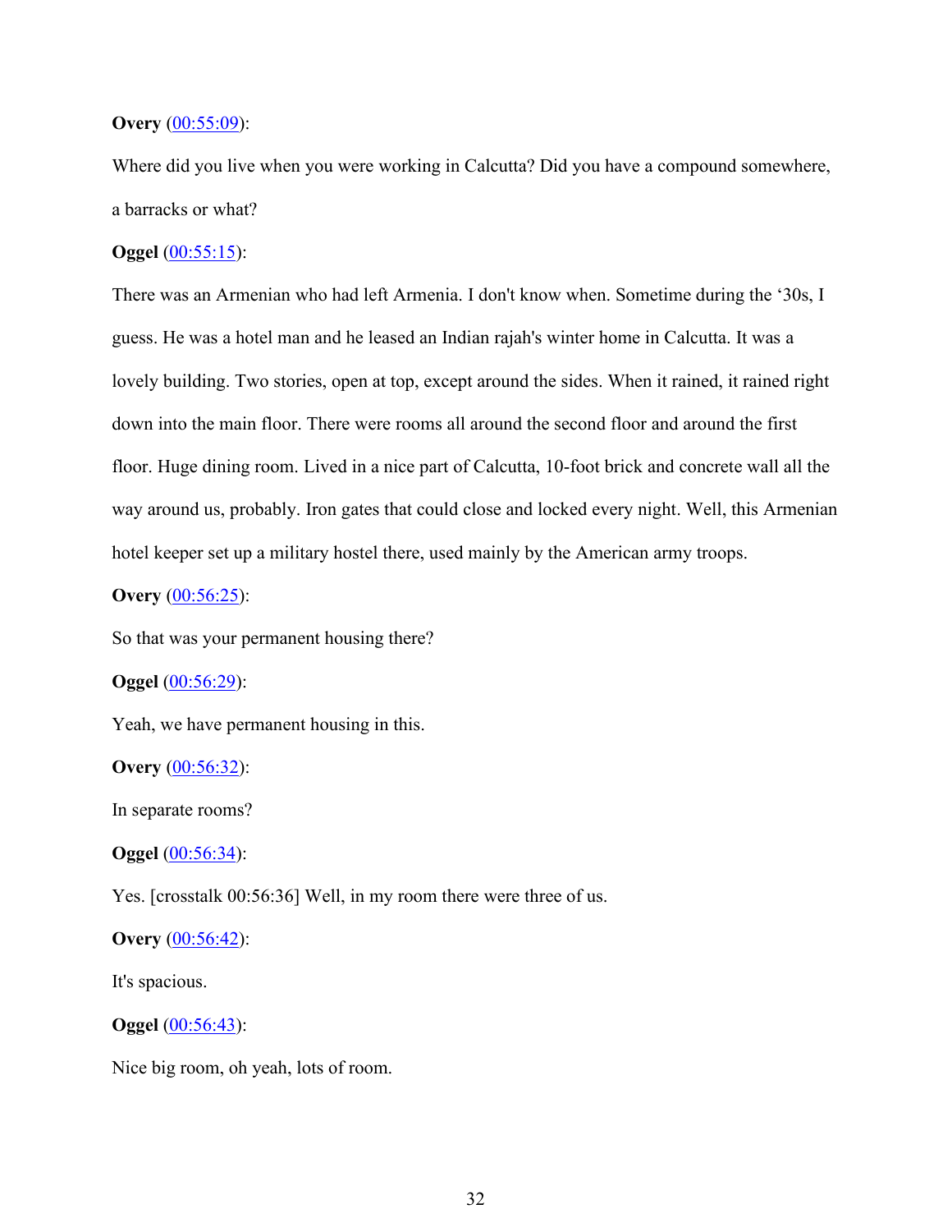**Overy** (00:55:09):

Where did you live when you were working in Calcutta? Did you have a compound somewhere, a barracks or what?

**Oggel** (00:55:15):

There was an Armenian who had left Armenia. I don't know when. Sometime during the '30s, I guess. He was a hotel man and he leased an Indian rajah's winter home in Calcutta. It was a lovely building. Two stories, open at top, except around the sides. When it rained, it rained right down into the main floor. There were rooms all around the second floor and around the first floor. Huge dining room. Lived in a nice part of Calcutta, 10-foot brick and concrete wall all the way around us, probably. Iron gates that could close and locked every night. Well, this Armenian hotel keeper set up a military hostel there, used mainly by the American army troops.

**Overy** (00:56:25):

So that was your permanent housing there?

**Oggel** (00:56:29):

Yeah, we have permanent housing in this.

**Overy** (00:56:32):

In separate rooms?

**Oggel** (00:56:34):

Yes. [crosstalk 00:56:36] Well, in my room there were three of us.

**Overy** (00:56:42):

It's spacious.

**Oggel** (00:56:43):

Nice big room, oh yeah, lots of room.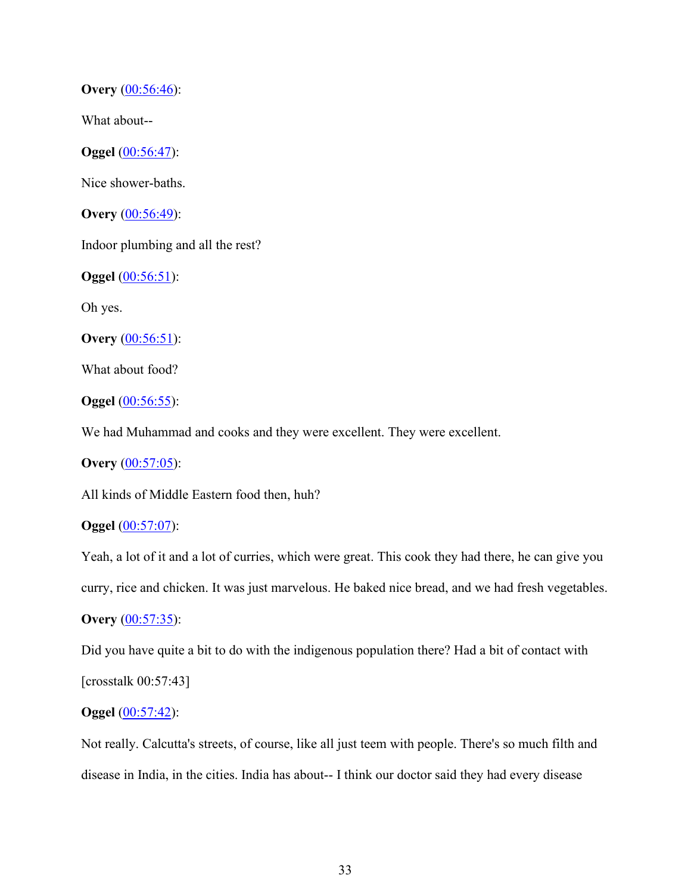**Overy** (00:56:46):

What about--

**Oggel** (00:56:47):

Nice shower-baths.

**Overy** (00:56:49):

Indoor plumbing and all the rest?

**Oggel** (00:56:51):

Oh yes.

**Overy** (00:56:51):

What about food?

**Oggel** (00:56:55):

We had Muhammad and cooks and they were excellent. They were excellent.

**Overy** (00:57:05):

All kinds of Middle Eastern food then, huh?

**Oggel** (00:57:07):

Yeah, a lot of it and a lot of curries, which were great. This cook they had there, he can give you curry, rice and chicken. It was just marvelous. He baked nice bread, and we had fresh vegetables.

**Overy** (00:57:35):

Did you have quite a bit to do with the indigenous population there? Had a bit of contact with [crosstalk 00:57:43]

**Oggel** (00:57:42):

Not really. Calcutta's streets, of course, like all just teem with people. There's so much filth and disease in India, in the cities. India has about-- I think our doctor said they had every disease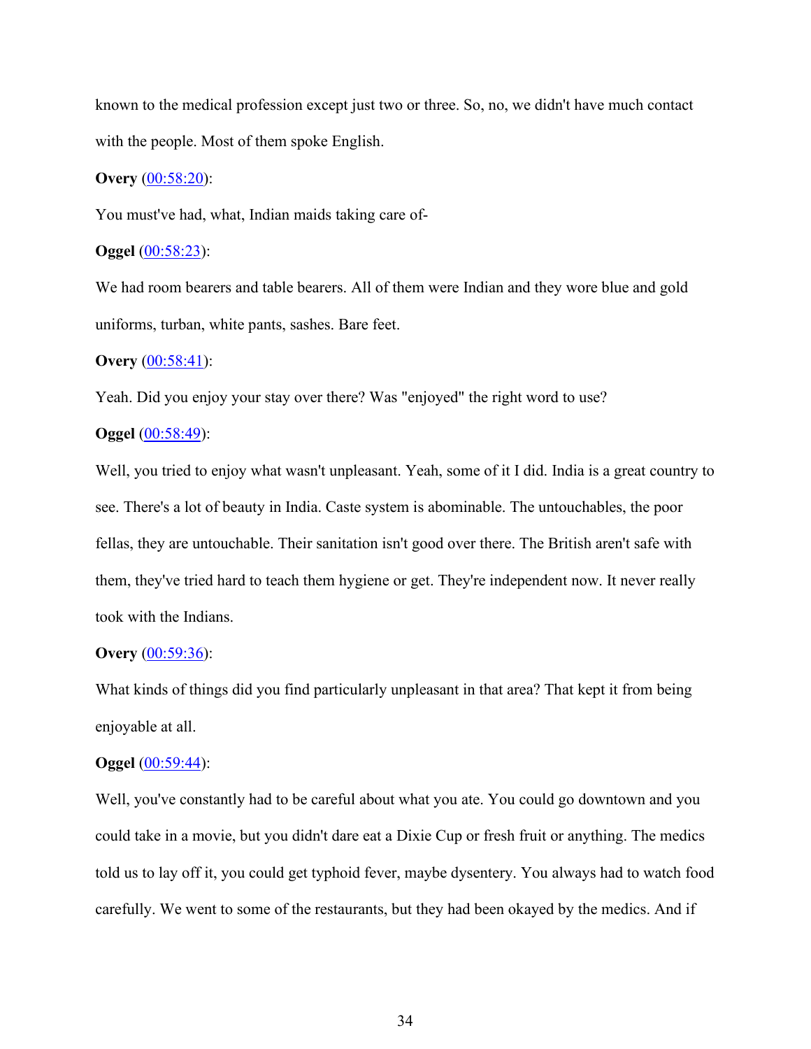known to the medical profession except just two or three. So, no, we didn't have much contact with the people. Most of them spoke English.

**Overy** (00:58:20):

You must've had, what, Indian maids taking care of-

**Oggel** (00:58:23):

We had room bearers and table bearers. All of them were Indian and they wore blue and gold uniforms, turban, white pants, sashes. Bare feet.

**Overy** (00:58:41):

Yeah. Did you enjoy your stay over there? Was "enjoyed" the right word to use?

**Oggel** (00:58:49):

Well, you tried to enjoy what wasn't unpleasant. Yeah, some of it I did. India is a great country to see. There's a lot of beauty in India. Caste system is abominable. The untouchables, the poor fellas, they are untouchable. Their sanitation isn't good over there. The British aren't safe with them, they've tried hard to teach them hygiene or get. They're independent now. It never really took with the Indians.

**Overy** (00:59:36):

What kinds of things did you find particularly unpleasant in that area? That kept it from being enjoyable at all.

**Oggel** (00:59:44):

Well, you've constantly had to be careful about what you ate. You could go downtown and you could take in a movie, but you didn't dare eat a Dixie Cup or fresh fruit or anything. The medics told us to lay off it, you could get typhoid fever, maybe dysentery. You always had to watch food carefully. We went to some of the restaurants, but they had been okayed by the medics. And if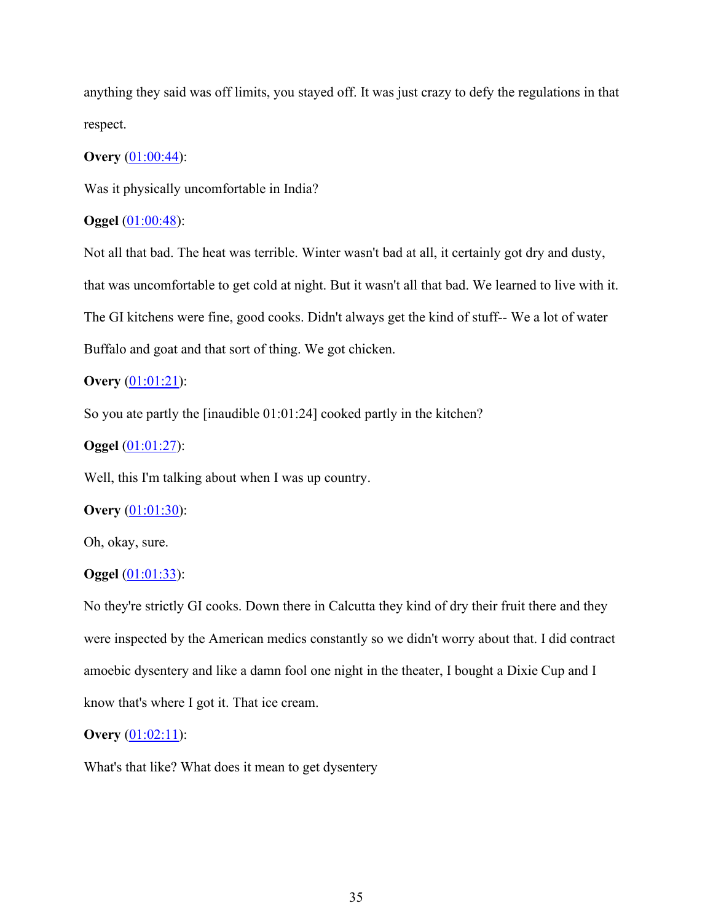anything they said was off limits, you stayed off. It was just crazy to defy the regulations in that respect.

**Overy** (01:00:44):

Was it physically uncomfortable in India?

**Oggel** (01:00:48):

Not all that bad. The heat was terrible. Winter wasn't bad at all, it certainly got dry and dusty, that was uncomfortable to get cold at night. But it wasn't all that bad. We learned to live with it. The GI kitchens were fine, good cooks. Didn't always get the kind of stuff-- We a lot of water Buffalo and goat and that sort of thing. We got chicken.

**Overy** (01:01:21):

So you ate partly the [inaudible 01:01:24] cooked partly in the kitchen?

**Oggel** (01:01:27):

Well, this I'm talking about when I was up country.

**Overy** (01:01:30):

Oh, okay, sure.

**Oggel** (01:01:33):

No they're strictly GI cooks. Down there in Calcutta they kind of dry their fruit there and they were inspected by the American medics constantly so we didn't worry about that. I did contract amoebic dysentery and like a damn fool one night in the theater, I bought a Dixie Cup and I know that's where I got it. That ice cream.

**Overy** (01:02:11):

What's that like? What does it mean to get dysentery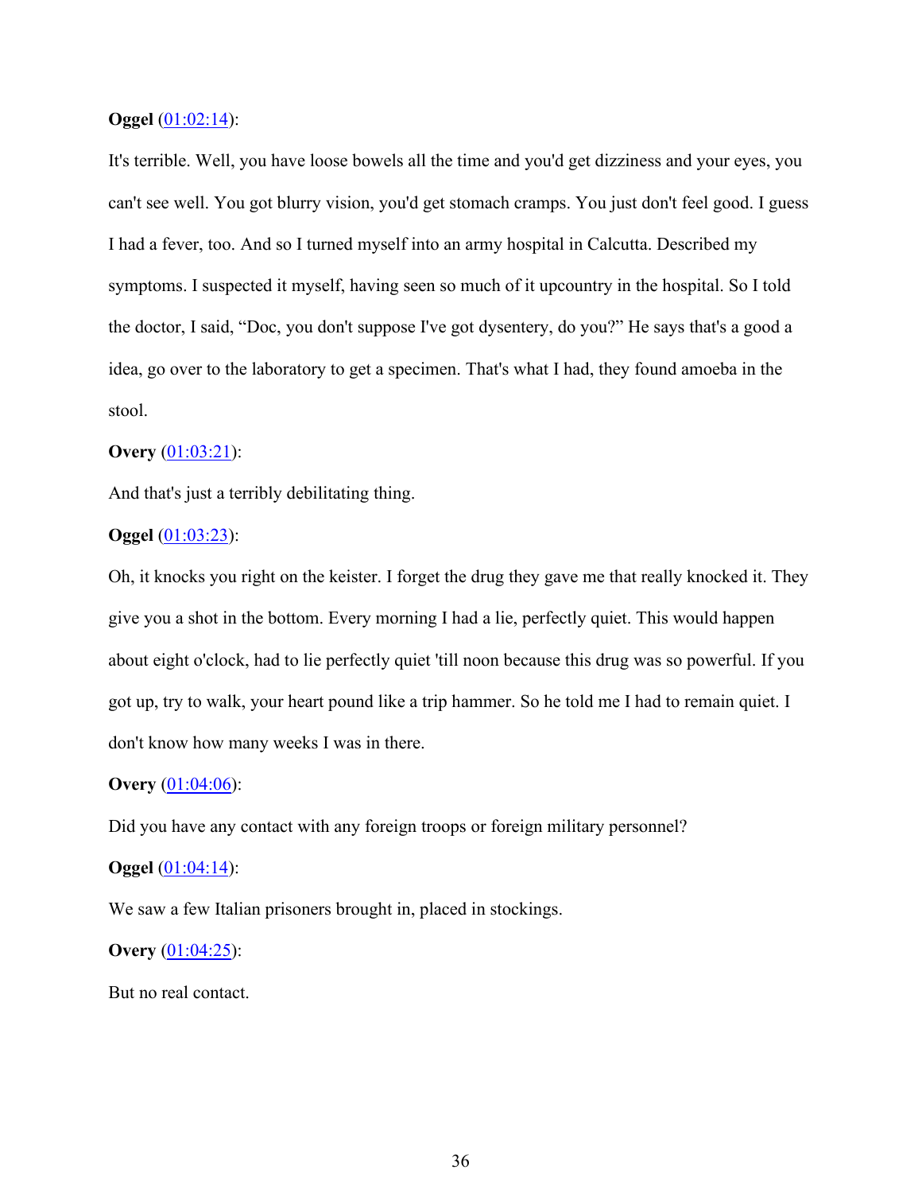**Oggel** (01:02:14):

It's terrible. Well, you have loose bowels all the time and you'd get dizziness and your eyes, you can't see well. You got blurry vision, you'd get stomach cramps. You just don't feel good. I guess I had a fever, too. And so I turned myself into an army hospital in Calcutta. Described my symptoms. I suspected it myself, having seen so much of it upcountry in the hospital. So I told the doctor, I said, "Doc, you don't suppose I've got dysentery, do you?" He says that's a good a idea, go over to the laboratory to get a specimen. That's what I had, they found amoeba in the stool.

**Overy** (01:03:21):

And that's just a terribly debilitating thing.

**Oggel** (01:03:23):

Oh, it knocks you right on the keister. I forget the drug they gave me that really knocked it. They give you a shot in the bottom. Every morning I had a lie, perfectly quiet. This would happen about eight o'clock, had to lie perfectly quiet 'till noon because this drug was so powerful. If you got up, try to walk, your heart pound like a trip hammer. So he told me I had to remain quiet. I don't know how many weeks I was in there.

**Overy** (01:04:06):

Did you have any contact with any foreign troops or foreign military personnel?

**Oggel** (01:04:14):

We saw a few Italian prisoners brought in, placed in stockings.

**Overy** (01:04:25):

But no real contact.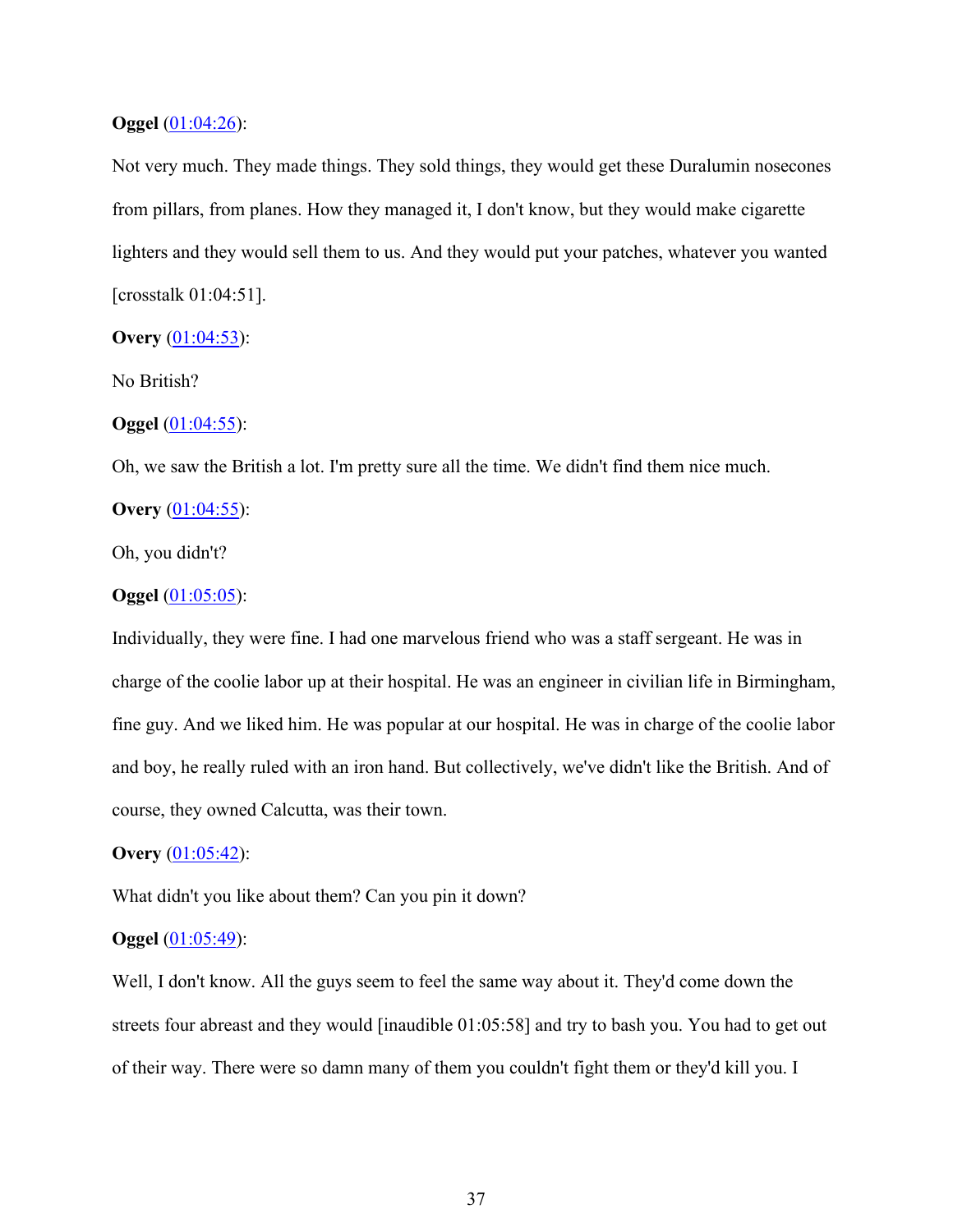**Oggel** ([01:04:26](#)):

Not very much. They made things. They sold things, they would get these Duralumin nosecones from pillars, from planes. How they managed it, I don't know, but they would make cigarette lighters and they would sell them to us. And they would put your patches, whatever you wanted [crosstalk 01:04:51].

**Overy** ([01:04:53](#)):

No British?

**Oggel** ([01:04:55](#)):

Oh, we saw the British a lot. I'm pretty sure all the time. We didn't find them nice much.

**Overy** ([01:04:55](#)):

Oh, you didn't?

**Oggel** ([01:05:05](#)):

Individually, they were fine. I had one marvelous friend who was a staff sergeant. He was in charge of the coolie labor up at their hospital. He was an engineer in civilian life in Birmingham, fine guy. And we liked him. He was popular at our hospital. He was in charge of the coolie labor and boy, he really ruled with an iron hand. But collectively, we've didn't like the British. And of course, they owned Calcutta, was their town.

**Overy** ([01:05:42](#)):

What didn't you like about them? Can you pin it down?

**Oggel** ([01:05:49](#)):

Well, I don't know. All the guys seem to feel the same way about it. They'd come down the streets four abreast and they would [inaudible 01:05:58] and try to bash you. You had to get out of their way. There were so damn many of them you couldn't fight them or they'd kill you. I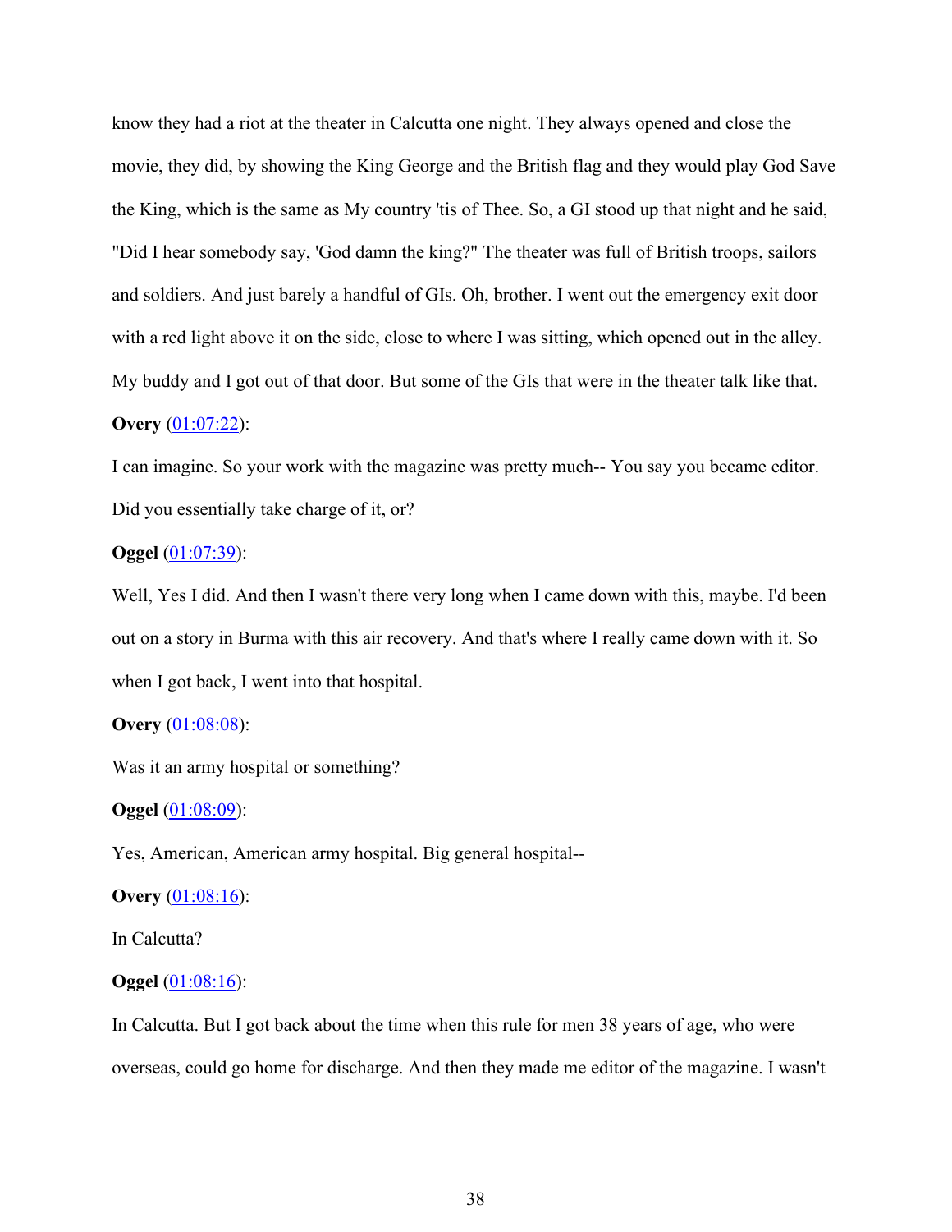know they had a riot at the theater in Calcutta one night. They always opened and close the movie, they did, by showing the King George and the British flag and they would play God Save the King, which is the same as My country 'tis of Thee. So, a GI stood up that night and he said, "Did I hear somebody say, 'God damn the king?" The theater was full of British troops, sailors and soldiers. And just barely a handful of GIs. Oh, brother. I went out the emergency exit door with a red light above it on the side, close to where I was sitting, which opened out in the alley. My buddy and I got out of that door. But some of the GIs that were in the theater talk like that.

**Overy** (01:07:22):

I can imagine. So your work with the magazine was pretty much-- You say you became editor. Did you essentially take charge of it, or?

**Oggel** (01:07:39):

Well, Yes I did. And then I wasn't there very long when I came down with this, maybe. I'd been out on a story in Burma with this air recovery. And that's where I really came down with it. So when I got back, I went into that hospital.

**Overy** (01:08:08):

Was it an army hospital or something?

**Oggel** (01:08:09):

Yes, American, American army hospital. Big general hospital--

**Overy** (01:08:16):

In Calcutta?

**Oggel** (01:08:16):

In Calcutta. But I got back about the time when this rule for men 38 years of age, who were overseas, could go home for discharge. And then they made me editor of the magazine. I wasn't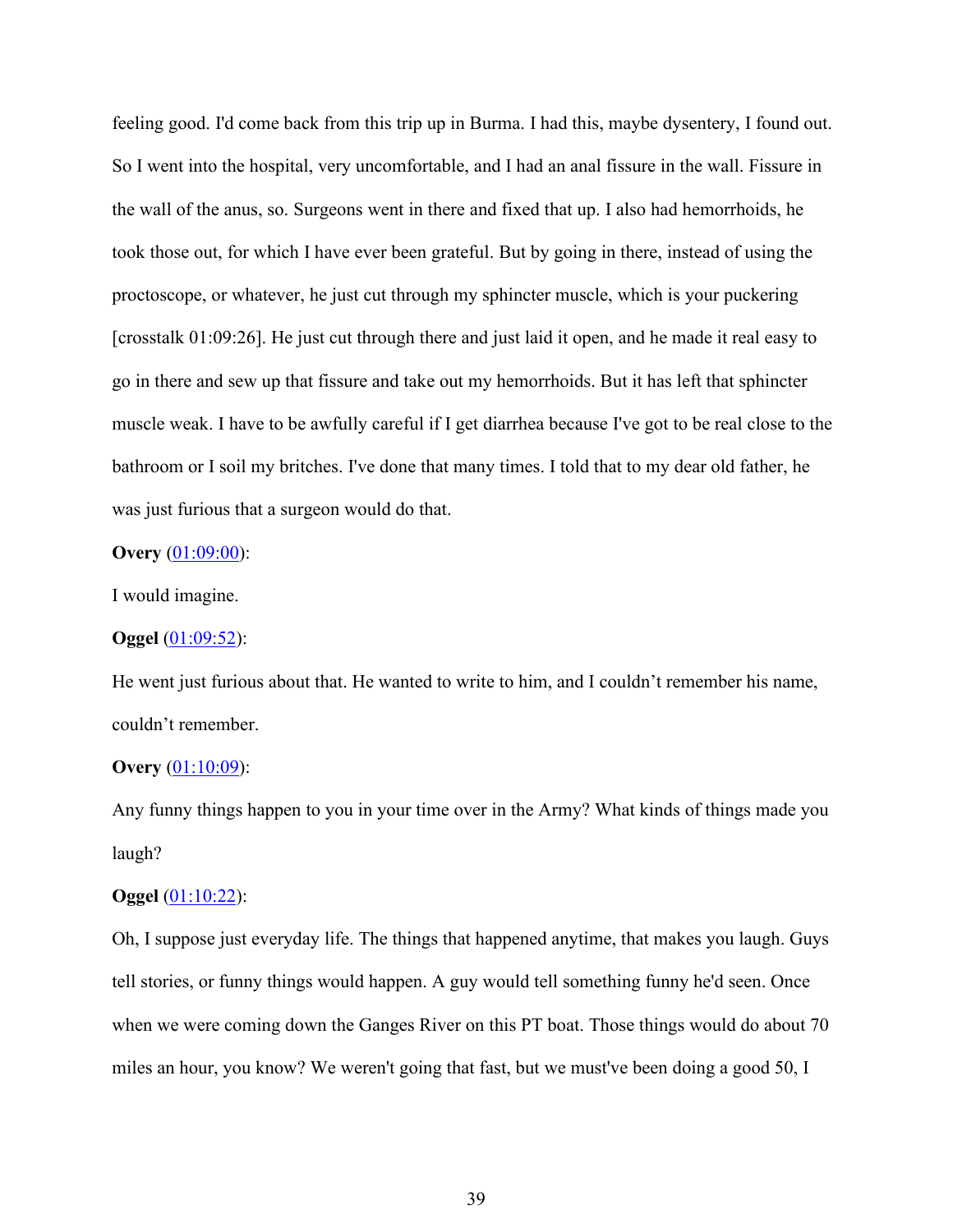feeling good. I'd come back from this trip up in Burma. I had this, maybe dysentery, I found out. So I went into the hospital, very uncomfortable, and I had an anal fissure in the wall. Fissure in the wall of the anus, so. Surgeons went in there and fixed that up. I also had hemorrhoids, he took those out, for which I have ever been grateful. But by going in there, instead of using the proctoscope, or whatever, he just cut through my sphincter muscle, which is your puckering [crosstalk 01:09:26]. He just cut through there and just laid it open, and he made it real easy to go in there and sew up that fissure and take out my hemorrhoids. But it has left that sphincter muscle weak. I have to be awfully careful if I get diarrhea because I've got to be real close to the bathroom or I soil my britches. I've done that many times. I told that to my dear old father, he was just furious that a surgeon would do that.

**Overy** (01:09:00):

I would imagine.

**Oggel** (01:09:52):

He went just furious about that. He wanted to write to him, and I couldn't remember his name, couldn't remember.

**Overy** (01:10:09):

Any funny things happen to you in your time over in the Army? What kinds of things made you laugh?

**Oggel** (01:10:22):

Oh, I suppose just everyday life. The things that happened anytime, that makes you laugh. Guys tell stories, or funny things would happen. A guy would tell something funny he'd seen. Once when we were coming down the Ganges River on this PT boat. Those things would do about 70 miles an hour, you know? We weren't going that fast, but we must've been doing a good 50, I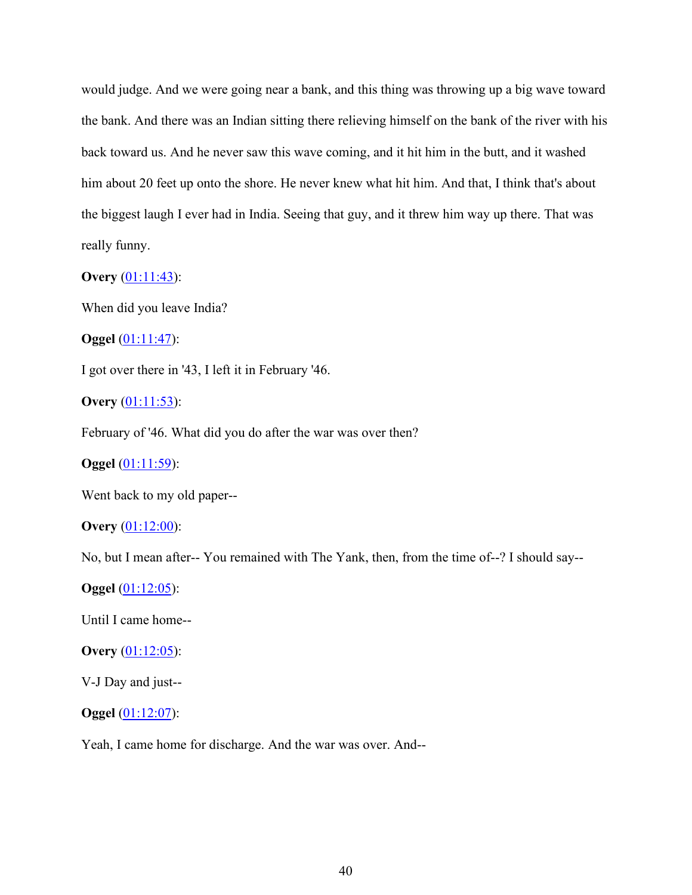would judge. And we were going near a bank, and this thing was throwing up a big wave toward the bank. And there was an Indian sitting there relieving himself on the bank of the river with his back toward us. And he never saw this wave coming, and it hit him in the butt, and it washed him about 20 feet up onto the shore. He never knew what hit him. And that, I think that's about the biggest laugh I ever had in India. Seeing that guy, and it threw him way up there. That was really funny.

**Overy** ([01:11:43]):

When did you leave India?

**Oggel** ([01:11:47]):

I got over there in '43, I left it in February '46.

**Overy** ([01:11:53]):

February of '46. What did you do after the war was over then?

**Oggel** ([01:11:59]):

Went back to my old paper--

**Overy** ([01:12:00]):

No, but I mean after-- You remained with The Yank, then, from the time of--? I should say--

**Oggel** ([01:12:05]):

Until I came home--

**Overy** ([01:12:05]):

V-J Day and just--

**Oggel** ([01:12:07]):

Yeah, I came home for discharge. And the war was over. And--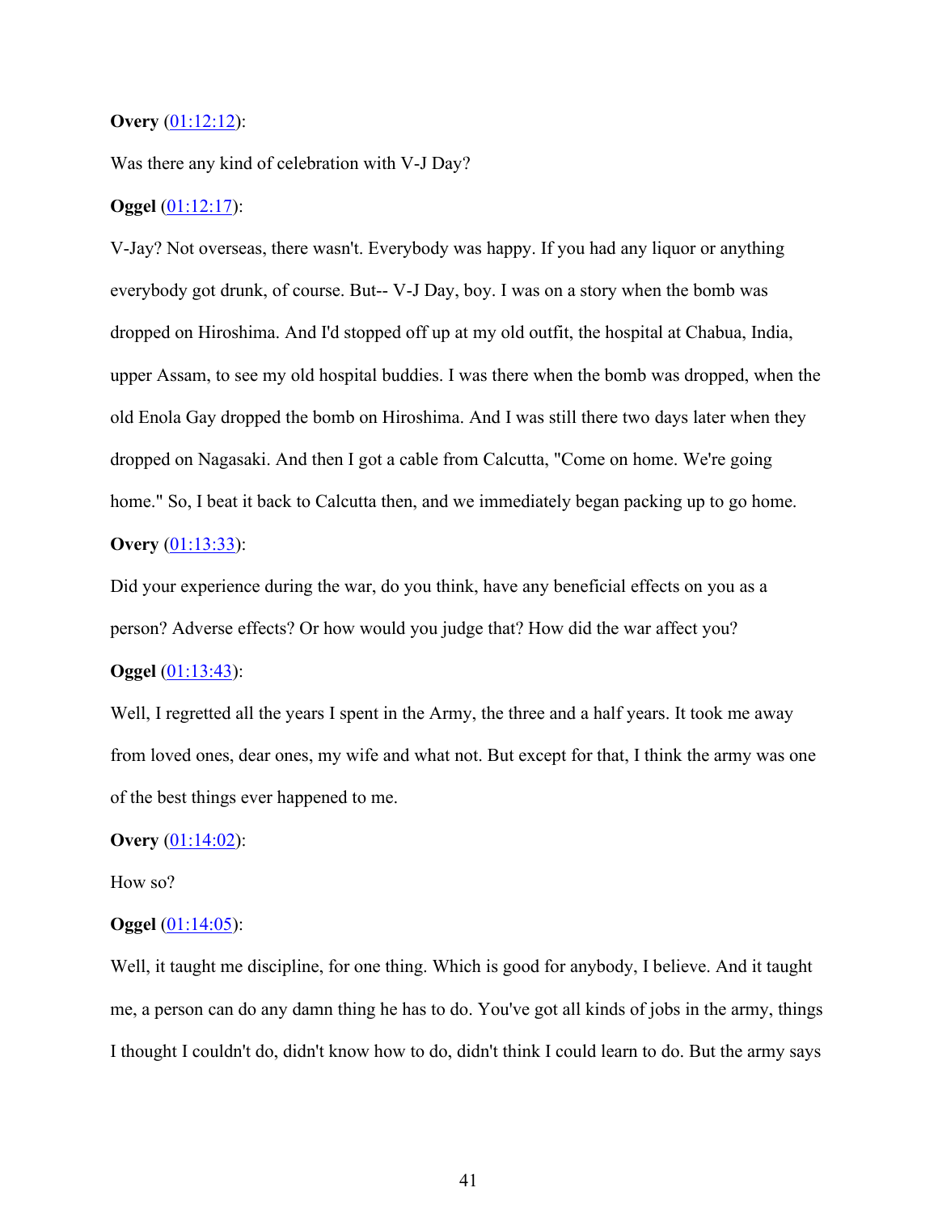**Overy** (01:12:12):

Was there any kind of celebration with V-J Day?

**Oggel** (01:12:17):

V-Jay? Not overseas, there wasn't. Everybody was happy. If you had any liquor or anything everybody got drunk, of course. But-- V-J Day, boy. I was on a story when the bomb was dropped on Hiroshima. And I'd stopped off up at my old outfit, the hospital at Chabua, India, upper Assam, to see my old hospital buddies. I was there when the bomb was dropped, when the old Enola Gay dropped the bomb on Hiroshima. And I was still there two days later when they dropped on Nagasaki. And then I got a cable from Calcutta, "Come on home. We're going home." So, I beat it back to Calcutta then, and we immediately began packing up to go home.

**Overy** (01:13:33):

Did your experience during the war, do you think, have any beneficial effects on you as a person? Adverse effects? Or how would you judge that? How did the war affect you?

**Oggel** (01:13:43):

Well, I regretted all the years I spent in the Army, the three and a half years. It took me away from loved ones, dear ones, my wife and what not. But except for that, I think the army was one of the best things ever happened to me.

**Overy** (01:14:02):

How so?

**Oggel** (01:14:05):

Well, it taught me discipline, for one thing. Which is good for anybody, I believe. And it taught me, a person can do any damn thing he has to do. You've got all kinds of jobs in the army, things I thought I couldn't do, didn't know how to do, didn't think I could learn to do. But the army says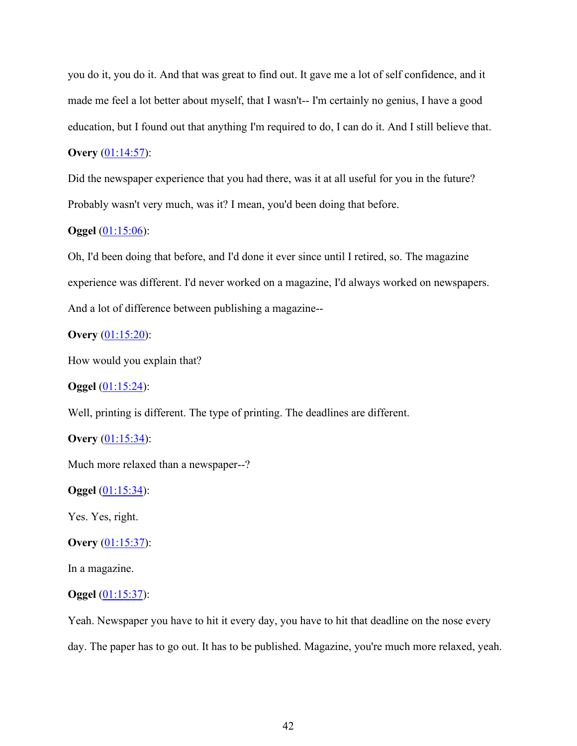you do it, you do it. And that was great to find out. It gave me a lot of self confidence, and it made me feel a lot better about myself, that I wasn't-- I'm certainly no genius, I have a good education, but I found out that anything I'm required to do, I can do it. And I still believe that.

**Overy** (01:14:57):

Did the newspaper experience that you had there, was it at all useful for you in the future? Probably wasn't very much, was it? I mean, you'd been doing that before.

**Oggel** (01:15:06):

Oh, I'd been doing that before, and I'd done it ever since until I retired, so. The magazine experience was different. I'd never worked on a magazine, I'd always worked on newspapers. And a lot of difference between publishing a magazine--

**Overy** (01:15:20):

How would you explain that?

**Oggel** (01:15:24):

Well, printing is different. The type of printing. The deadlines are different.

**Overy** (01:15:34):

Much more relaxed than a newspaper--?

**Oggel** (01:15:34):

Yes. Yes, right.

**Overy** (01:15:37):

In a magazine.

**Oggel** (01:15:37):

Yeah. Newspaper you have to hit it every day, you have to hit that deadline on the nose every day. The paper has to go out. It has to be published. Magazine, you're much more relaxed, yeah.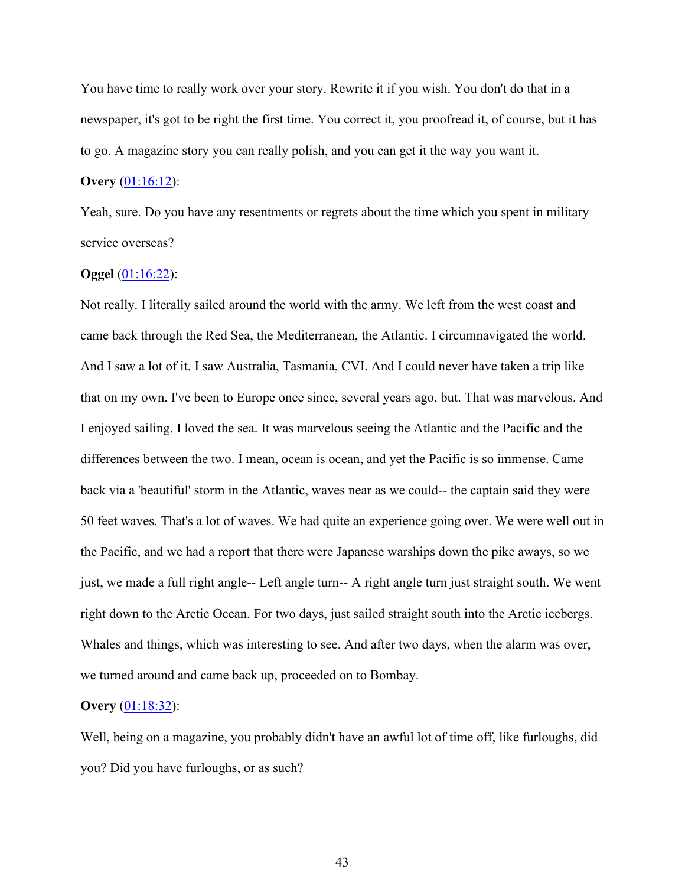You have time to really work over your story. Rewrite it if you wish. You don't do that in a newspaper, it's got to be right the first time. You correct it, you proofread it, of course, but it has to go. A magazine story you can really polish, and you can get it the way you want it.

**Overy** (01:16:12):

Yeah, sure. Do you have any resentments or regrets about the time which you spent in military service overseas?

**Oggel** (01:16:22):

Not really. I literally sailed around the world with the army. We left from the west coast and came back through the Red Sea, the Mediterranean, the Atlantic. I circumnavigated the world. And I saw a lot of it. I saw Australia, Tasmania, CVI. And I could never have taken a trip like that on my own. I've been to Europe once since, several years ago, but. That was marvelous. And I enjoyed sailing. I loved the sea. It was marvelous seeing the Atlantic and the Pacific and the differences between the two. I mean, ocean is ocean, and yet the Pacific is so immense. Came back via a 'beautiful' storm in the Atlantic, waves near as we could-- the captain said they were 50 feet waves. That's a lot of waves. We had quite an experience going over. We were well out in the Pacific, and we had a report that there were Japanese warships down the pike aways, so we just, we made a full right angle-- Left angle turn-- A right angle turn just straight south. We went right down to the Arctic Ocean. For two days, just sailed straight south into the Arctic icebergs. Whales and things, which was interesting to see. And after two days, when the alarm was over, we turned around and came back up, proceeded on to Bombay.

**Overy** (01:18:32):

Well, being on a magazine, you probably didn't have an awful lot of time off, like furloughs, did you? Did you have furloughs, or as such?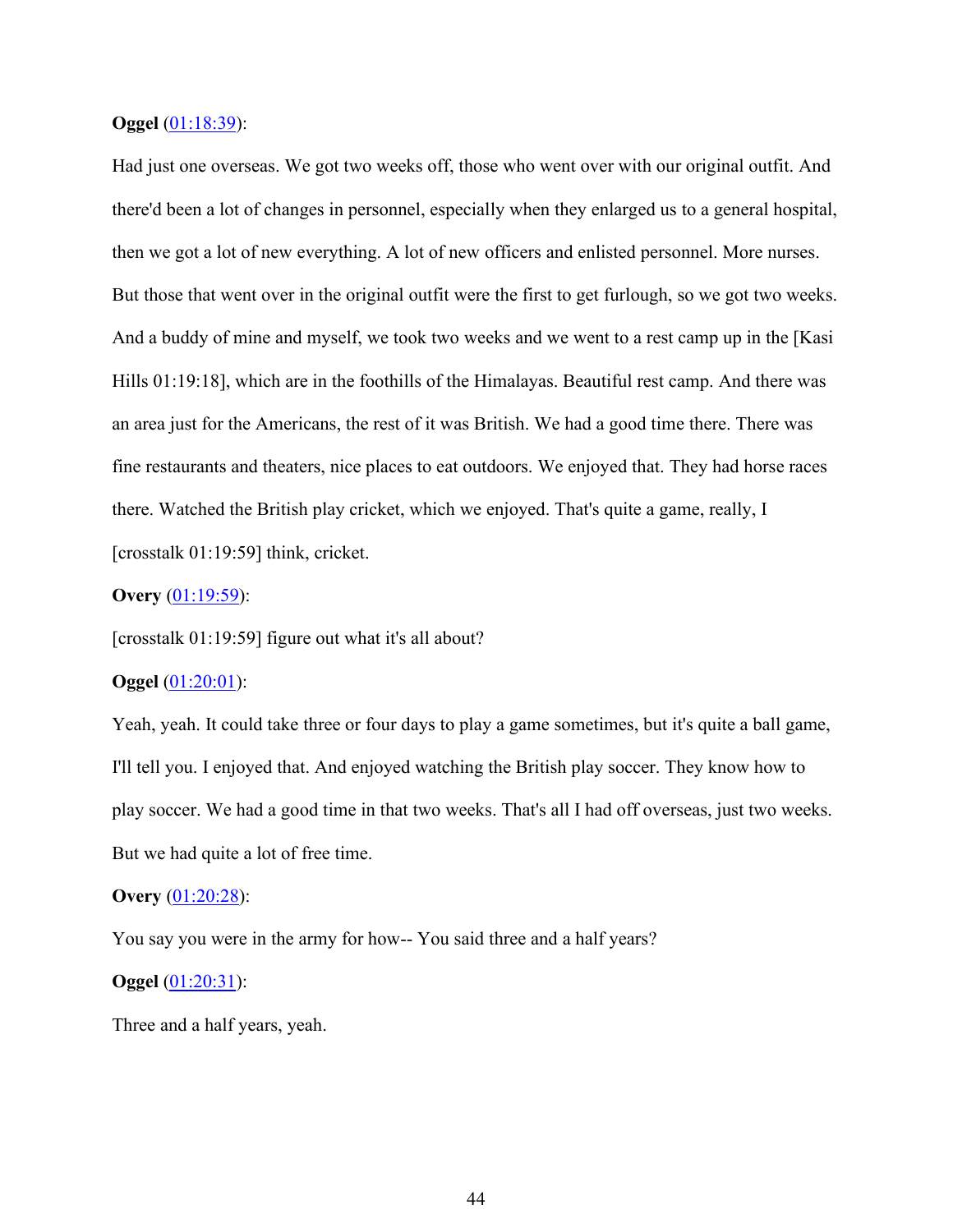**Oggel** (01:18:39):

Had just one overseas. We got two weeks off, those who went over with our original outfit. And there'd been a lot of changes in personnel, especially when they enlarged us to a general hospital, then we got a lot of new everything. A lot of new officers and enlisted personnel. More nurses. But those that went over in the original outfit were the first to get furlough, so we got two weeks. And a buddy of mine and myself, we took two weeks and we went to a rest camp up in the [Kasi Hills 01:19:18], which are in the foothills of the Himalayas. Beautiful rest camp. And there was an area just for the Americans, the rest of it was British. We had a good time there. There was fine restaurants and theaters, nice places to eat outdoors. We enjoyed that. They had horse races there. Watched the British play cricket, which we enjoyed. That's quite a game, really, I [crosstalk 01:19:59] think, cricket.

**Overy** (01:19:59):

[crosstalk 01:19:59] figure out what it's all about?

**Oggel** (01:20:01):

Yeah, yeah. It could take three or four days to play a game sometimes, but it's quite a ball game, I'll tell you. I enjoyed that. And enjoyed watching the British play soccer. They know how to play soccer. We had a good time in that two weeks. That's all I had off overseas, just two weeks. But we had quite a lot of free time.

**Overy** (01:20:28):

You say you were in the army for how-- You said three and a half years?

**Oggel** (01:20:31):

Three and a half years, yeah.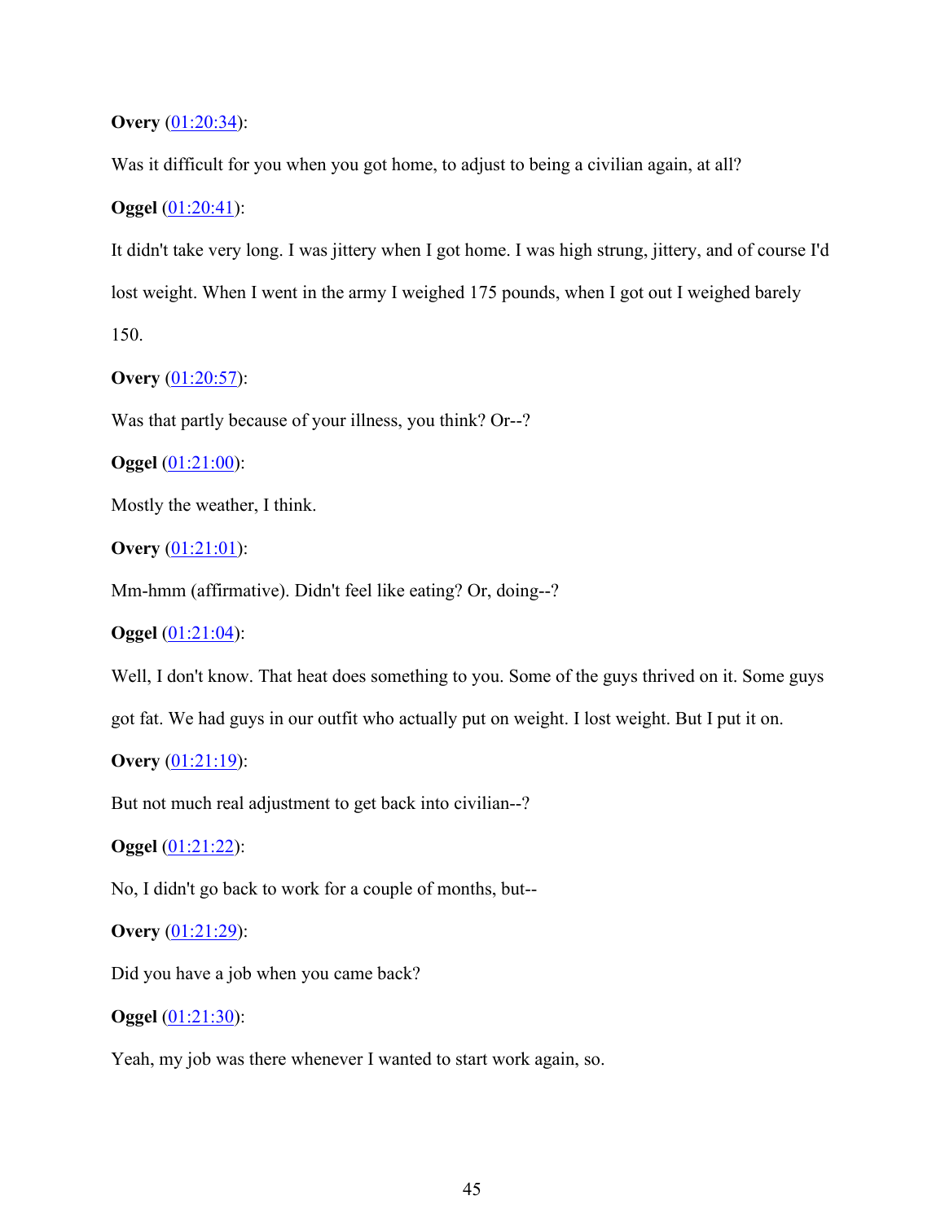**Overy** (01:20:34):

Was it difficult for you when you got home, to adjust to being a civilian again, at all?

**Oggel** (01:20:41):

It didn't take very long. I was jittery when I got home. I was high strung, jittery, and of course I'd lost weight. When I went in the army I weighed 175 pounds, when I got out I weighed barely 150.

**Overy** (01:20:57):

Was that partly because of your illness, you think? Or--?

**Oggel** (01:21:00):

Mostly the weather, I think.

**Overy** (01:21:01):

Mm-hmm (affirmative). Didn't feel like eating? Or, doing--?

**Oggel** (01:21:04):

Well, I don't know. That heat does something to you. Some of the guys thrived on it. Some guys got fat. We had guys in our outfit who actually put on weight. I lost weight. But I put it on.

**Overy** (01:21:19):

But not much real adjustment to get back into civilian--?

**Oggel** (01:21:22):

No, I didn't go back to work for a couple of months, but--

**Overy** (01:21:29):

Did you have a job when you came back?

**Oggel** (01:21:30):

Yeah, my job was there whenever I wanted to start work again, so.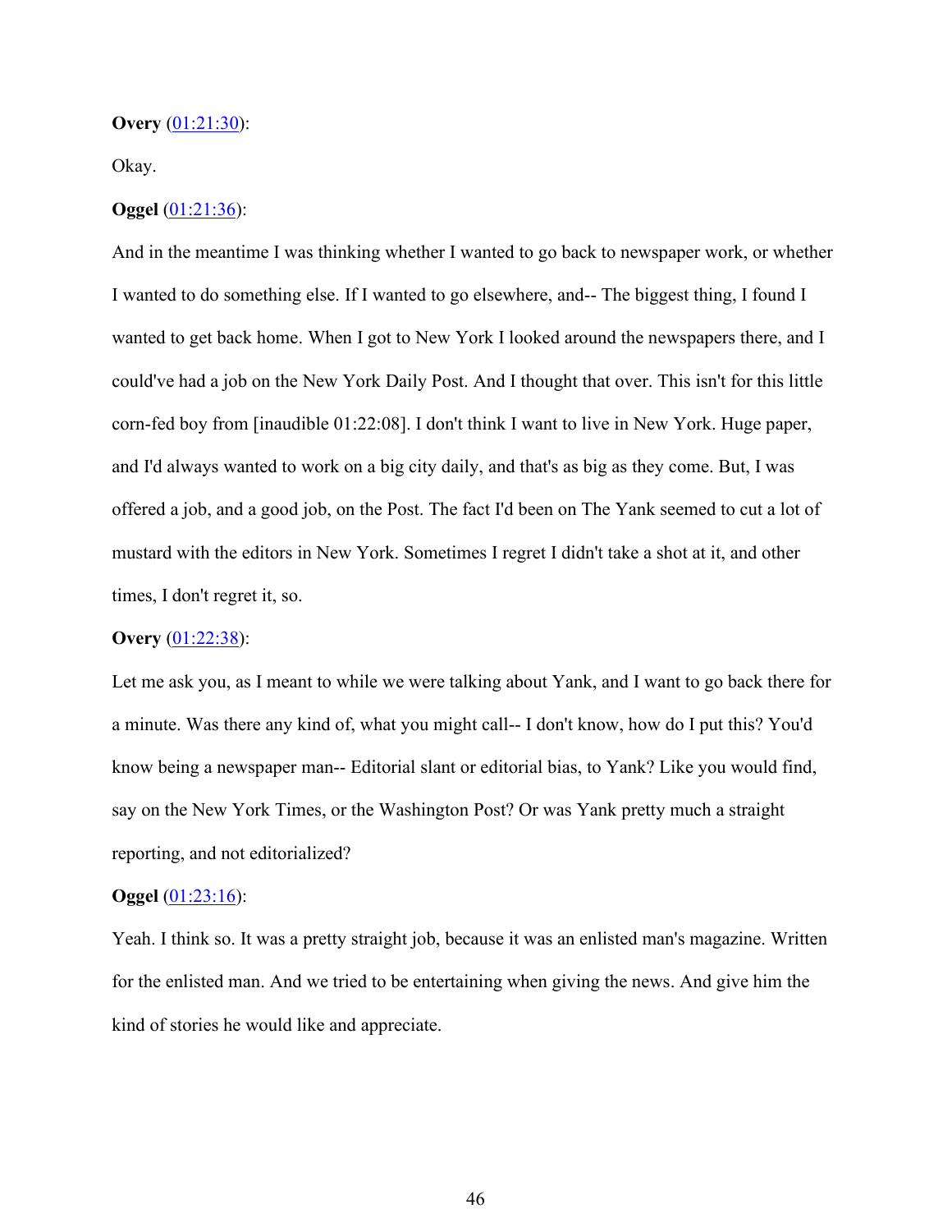**Overy** ([01:21:30](#)):

Okay.

**Oggel** ([01:21:36](#)):

And in the meantime I was thinking whether I wanted to go back to newspaper work, or whether I wanted to do something else. If I wanted to go elsewhere, and-- The biggest thing, I found I wanted to get back home. When I got to New York I looked around the newspapers there, and I could've had a job on the New York Daily Post. And I thought that over. This isn't for this little corn-fed boy from [inaudible 01:22:08]. I don't think I want to live in New York. Huge paper, and I'd always wanted to work on a big city daily, and that's as big as they come. But, I was offered a job, and a good job, on the Post. The fact I'd been on The Yank seemed to cut a lot of mustard with the editors in New York. Sometimes I regret I didn't take a shot at it, and other times, I don't regret it, so.

**Overy** ([01:22:38](#)):

Let me ask you, as I meant to while we were talking about Yank, and I want to go back there for a minute. Was there any kind of, what you might call-- I don't know, how do I put this? You'd know being a newspaper man-- Editorial slant or editorial bias, to Yank? Like you would find, say on the New York Times, or the Washington Post? Or was Yank pretty much a straight reporting, and not editorialized?

**Oggel** ([01:23:16](#)):

Yeah. I think so. It was a pretty straight job, because it was an enlisted man's magazine. Written for the enlisted man. And we tried to be entertaining when giving the news. And give him the kind of stories he would like and appreciate.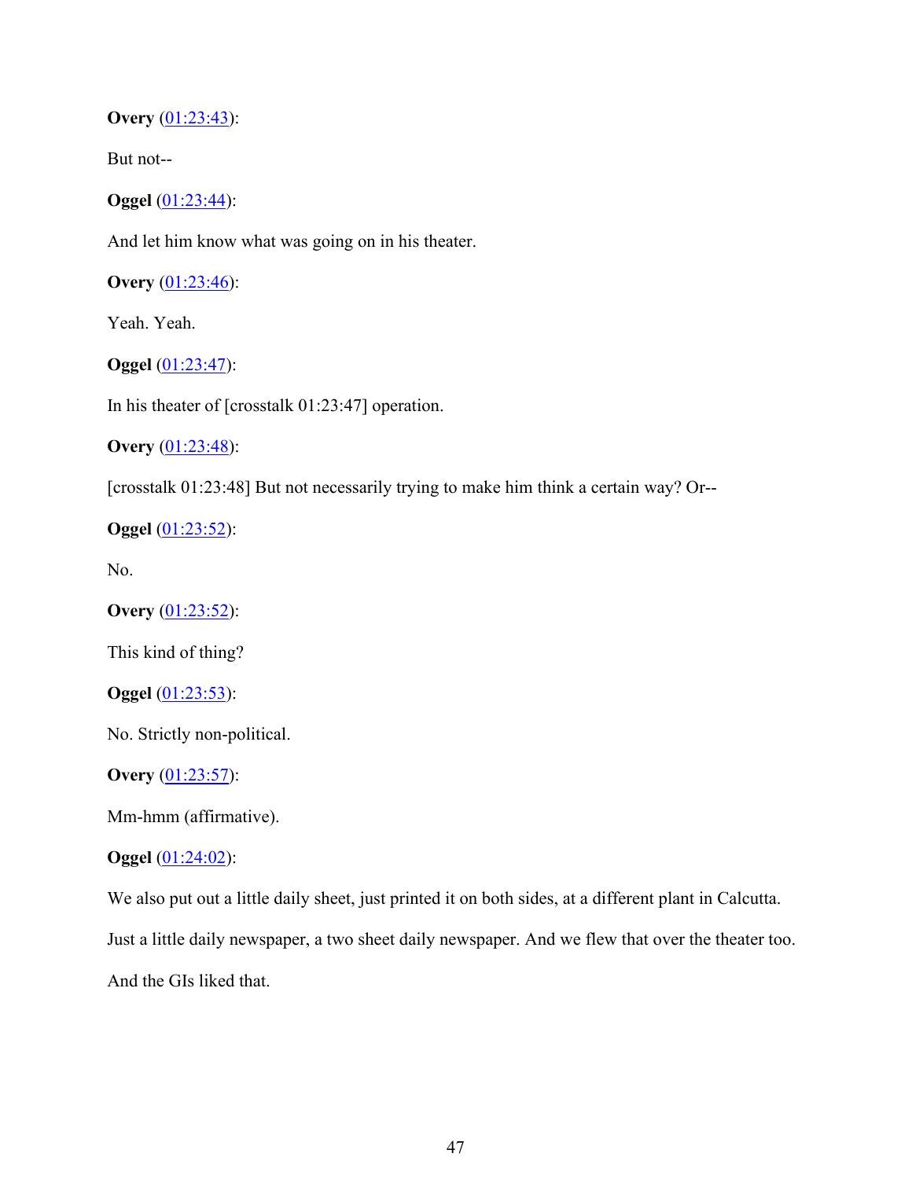**Overy** (01:23:43):

But not--

**Oggel** (01:23:44):

And let him know what was going on in his theater.

**Overy** (01:23:46):

Yeah. Yeah.

**Oggel** (01:23:47):

In his theater of [crosstalk 01:23:47] operation.

**Overy** (01:23:48):

[crosstalk 01:23:48] But not necessarily trying to make him think a certain way? Or--

**Oggel** (01:23:52):

No.

**Overy** (01:23:52):

This kind of thing?

**Oggel** (01:23:53):

No. Strictly non-political.

**Overy** (01:23:57):

Mm-hmm (affirmative).

**Oggel** (01:24:02):

We also put out a little daily sheet, just printed it on both sides, at a different plant in Calcutta. Just a little daily newspaper, a two sheet daily newspaper. And we flew that over the theater too. And the GIs liked that.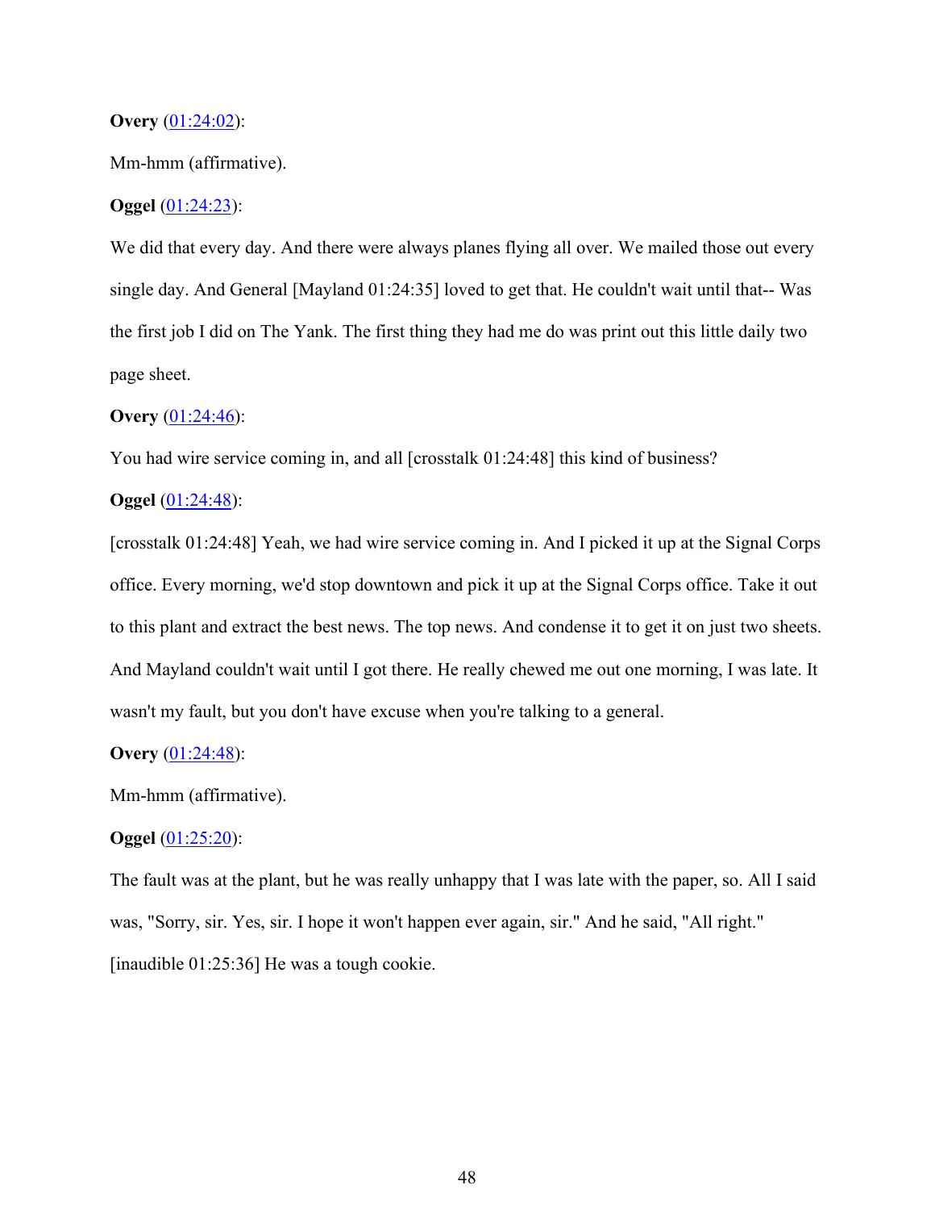**Overy** (01:24:02):

Mm-hmm (affirmative).

**Oggel** (01:24:23):

We did that every day. And there were always planes flying all over. We mailed those out every single day. And General [Mayland 01:24:35] loved to get that. He couldn't wait until that-- Was the first job I did on The Yank. The first thing they had me do was print out this little daily two page sheet.

**Overy** (01:24:46):

You had wire service coming in, and all [crosstalk 01:24:48] this kind of business?

**Oggel** (01:24:48):

[crosstalk 01:24:48] Yeah, we had wire service coming in. And I picked it up at the Signal Corps office. Every morning, we'd stop downtown and pick it up at the Signal Corps office. Take it out to this plant and extract the best news. The top news. And condense it to get it on just two sheets. And Mayland couldn't wait until I got there. He really chewed me out one morning, I was late. It wasn't my fault, but you don't have excuse when you're talking to a general.

**Overy** (01:24:48):

Mm-hmm (affirmative).

**Oggel** (01:25:20):

The fault was at the plant, but he was really unhappy that I was late with the paper, so. All I said was, "Sorry, sir. Yes, sir. I hope it won't happen ever again, sir." And he said, "All right." [inaudible 01:25:36] He was a tough cookie.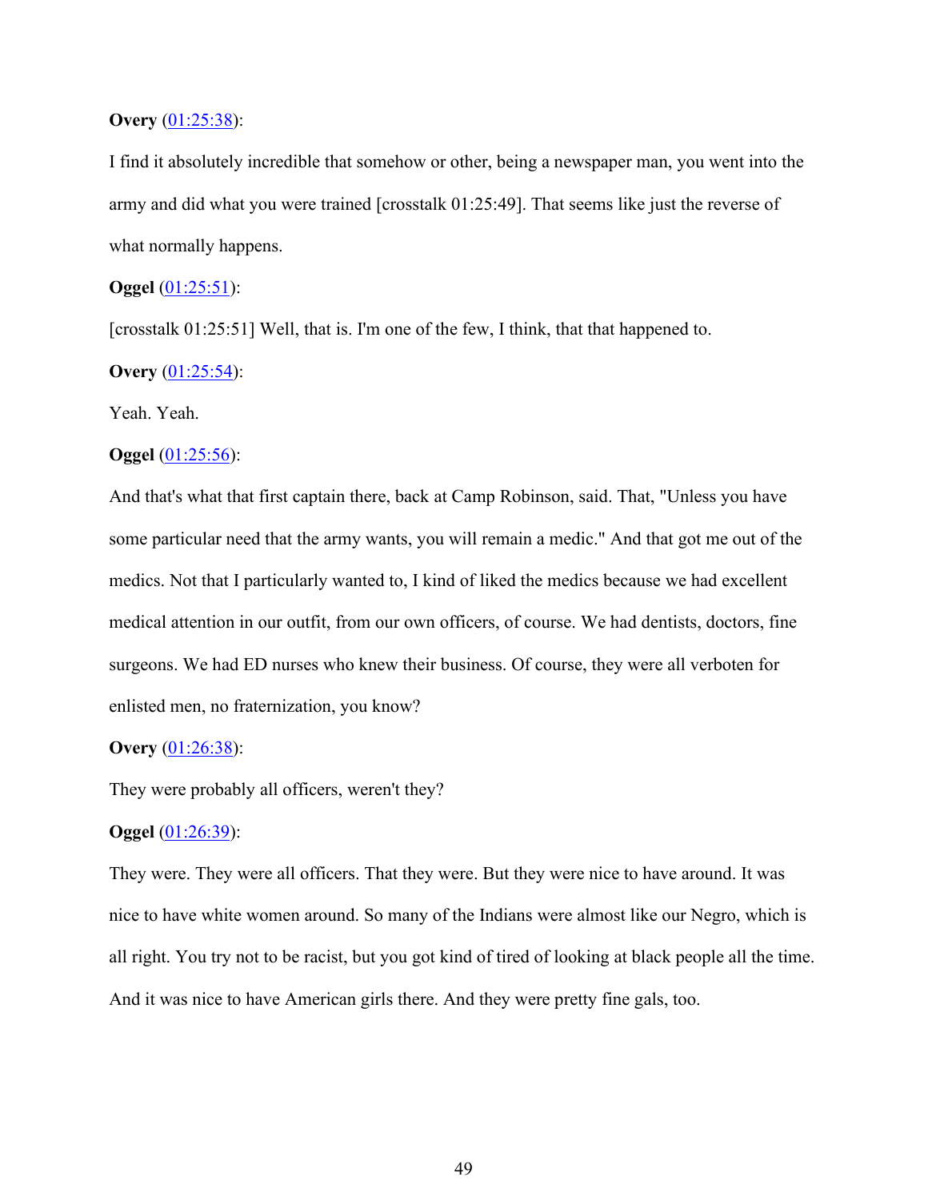**Overy** (01:25:38):

I find it absolutely incredible that somehow or other, being a newspaper man, you went into the army and did what you were trained [crosstalk 01:25:49]. That seems like just the reverse of what normally happens.

**Oggel** (01:25:51):

[crosstalk 01:25:51] Well, that is. I'm one of the few, I think, that that happened to.

**Overy** (01:25:54):

Yeah. Yeah.

**Oggel** (01:25:56):

And that's what that first captain there, back at Camp Robinson, said. That, "Unless you have some particular need that the army wants, you will remain a medic." And that got me out of the medics. Not that I particularly wanted to, I kind of liked the medics because we had excellent medical attention in our outfit, from our own officers, of course. We had dentists, doctors, fine surgeons. We had ED nurses who knew their business. Of course, they were all verboten for enlisted men, no fraternization, you know?

**Overy** (01:26:38):

They were probably all officers, weren't they?

**Oggel** (01:26:39):

They were. They were all officers. That they were. But they were nice to have around. It was nice to have white women around. So many of the Indians were almost like our Negro, which is all right. You try not to be racist, but you got kind of tired of looking at black people all the time. And it was nice to have American girls there. And they were pretty fine gals, too.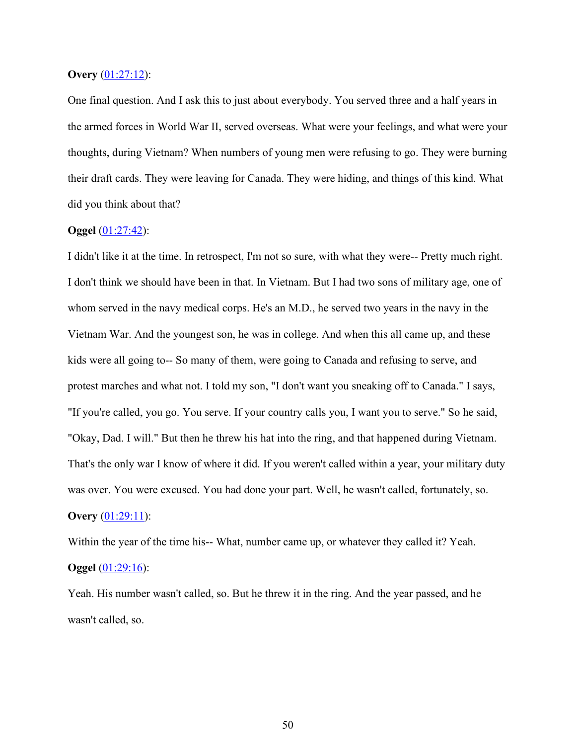**Overy** ([01:27:12]):

One final question. And I ask this to just about everybody. You served three and a half years in the armed forces in World War II, served overseas. What were your feelings, and what were your thoughts, during Vietnam? When numbers of young men were refusing to go. They were burning their draft cards. They were leaving for Canada. They were hiding, and things of this kind. What did you think about that?

**Oggel** ([01:27:42]):

I didn't like it at the time. In retrospect, I'm not so sure, with what they were-- Pretty much right. I don't think we should have been in that. In Vietnam. But I had two sons of military age, one of whom served in the navy medical corps. He's an M.D., he served two years in the navy in the Vietnam War. And the youngest son, he was in college. And when this all came up, and these kids were all going to-- So many of them, were going to Canada and refusing to serve, and protest marches and what not. I told my son, "I don't want you sneaking off to Canada." I says, "If you're called, you go. You serve. If your country calls you, I want you to serve." So he said, "Okay, Dad. I will." But then he threw his hat into the ring, and that happened during Vietnam. That's the only war I know of where it did. If you weren't called within a year, your military duty was over. You were excused. You had done your part. Well, he wasn't called, fortunately, so.

**Overy** ([01:29:11]):

Within the year of the time his-- What, number came up, or whatever they called it? Yeah.

**Oggel** ([01:29:16]):

Yeah. His number wasn't called, so. But he threw it in the ring. And the year passed, and he wasn't called, so.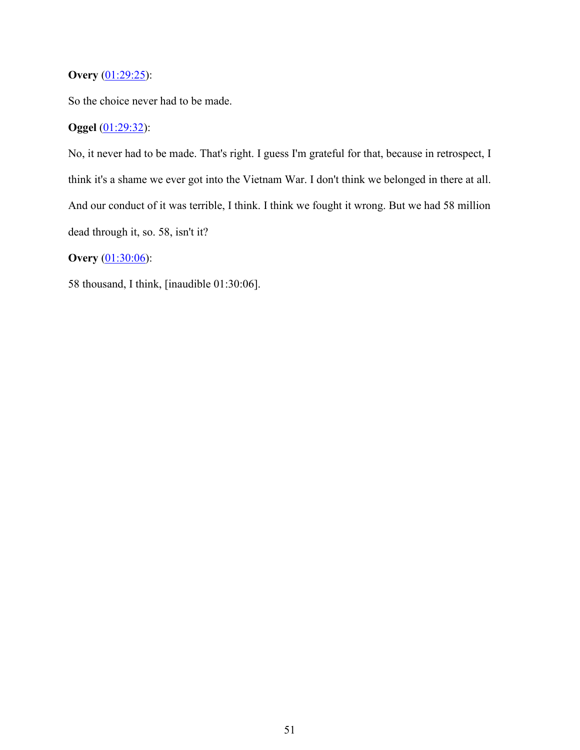**Overy** (01:29:25):

So the choice never had to be made.

**Oggel** (01:29:32):

No, it never had to be made. That's right. I guess I'm grateful for that, because in retrospect, I think it's a shame we ever got into the Vietnam War. I don't think we belonged in there at all. And our conduct of it was terrible, I think. I think we fought it wrong. But we had 58 million dead through it, so. 58, isn't it?

**Overy** (01:30:06):

58 thousand, I think, [inaudible 01:30:06].